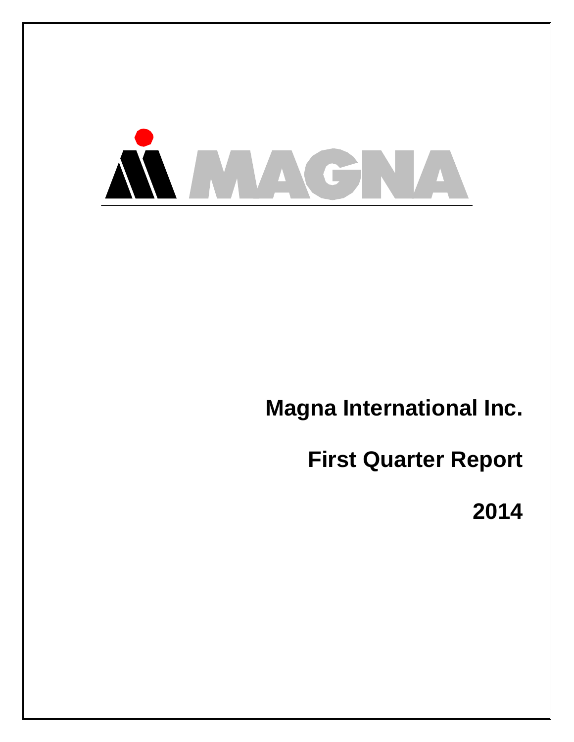MAGNA

# Magna International Inc.

# First Quarter Report

# 2014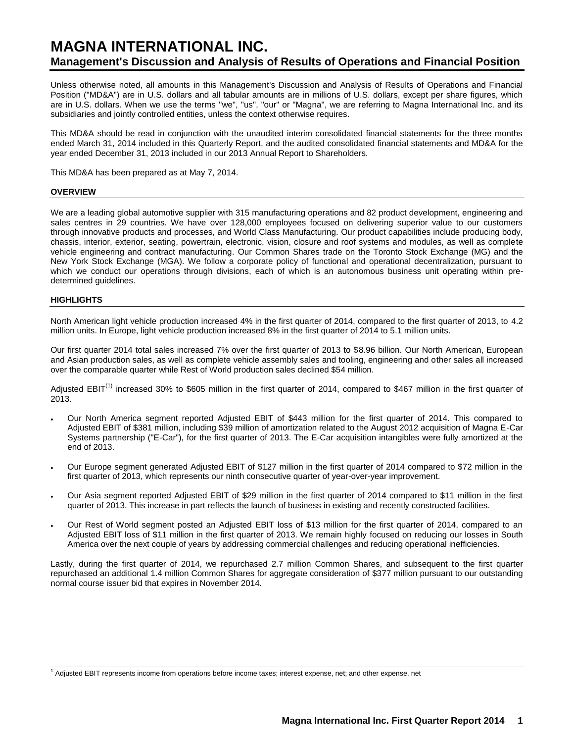# MAGNA INTERNATIONAL INC.

## Management's Discussion and Analysis of Results of Operations and Financial Position

Unless otherwise noted, all amounts in this Management's Discussion and Analysis of Results of Operations and Financial Position ("MD&A") are in U.S. dollars and all tabular amounts are in millions of U.S. dollars, except per share figures, which are in U.S. dollars. When we use the terms "we", "us", "our" or "Magna", we are referring to Magna International Inc. and its subsidiaries and jointly controlled entities, unless the context otherwise requires.

This MD&A should be read in conjunction with the unaudited interim consolidated financial statements for the three months ended March 31, 2014 included in this Quarterly Report, and the audited consolidated financial statements and MD&A for the year ended December 31, 2013 included in our 2013 Annual Report to Shareholders.

This MD&A has been prepared as at May 7, 2014.

### OVERVIEW

We are a leading global automotive supplier with 315 manufacturing operations and 82 product development, engineering and sales centres in 29 countries. We have over 128,000 employees focused on delivering superior value to our customers through innovative products and processes, and World Class Manufacturing. Our product capabilities include producing body, chassis, interior, exterior, seating, powertrain, electronic, vision, closure and roof systems and modules, as well as complete vehicle engineering and contract manufacturing. Our Common Shares trade on the Toronto Stock Exchange (MG) and the New York Stock Exchange (MGA). We follow a corporate policy of functional and operational decentralization, pursuant to which we conduct our operations through divisions, each of which is an autonomous business unit operating within pre-determined guidelines.

### HIGHLIGHTS

North American light vehicle production increased 4% in the first quarter of 2014, compared to the first quarter of 2013, to 4.2 million units. In Europe, light vehicle production increased 8% in the first quarter of 2014 to 5.1 million units.

Our first quarter 2014 total sales increased 7% over the first quarter of 2013 to $8.96 billion. Our North American, European and Asian production sales, as well as complete vehicle assembly sales and tooling, engineering and other sales all increased over the comparable quarter while Rest of World production sales declined $54 million.

Adjusted EBIT[(1)] increased 30% to $605 million in the first quarter of 2014, compared to $467 million in the first quarter of 2013.

- Our North America segment reported Adjusted EBIT of $443 million for the first quarter of 2014. This compared to Adjusted EBIT of $381 million, including $39 million of amortization related to the August 2012 acquisition of Magna E-Car Systems partnership ("E-Car"), for the first quarter of 2013. The E-Car acquisition intangibles were fully amortized at the end of 2013.
- Our Europe segment generated Adjusted EBIT of $127 million in the first quarter of 2014 compared to $72 million in the first quarter of 2013, which represents our ninth consecutive quarter of year-over-year improvement.
- Our Asia segment reported Adjusted EBIT of $29 million in the first quarter of 2014 compared to $11 million in the first quarter of 2013. This increase in part reflects the launch of business in existing and recently constructed facilities.
- Our Rest of World segment posted an Adjusted EBIT loss of $13 million for the first quarter of 2014, compared to an Adjusted EBIT loss of $11 million in the first quarter of 2013. We remain highly focused on reducing our losses in South America over the next couple of years by addressing commercial challenges and reducing operational inefficiencies.

Lastly, during the first quarter of 2014, we repurchased 2.7 million Common Shares, and subsequent to the first quarter repurchased an additional 1.4 million Common Shares for aggregate consideration of $377 million pursuant to our outstanding normal course issuer bid that expires in November 2014.

[1] Adjusted EBIT represents income from operations before income taxes; interest expense, net; and other expense, net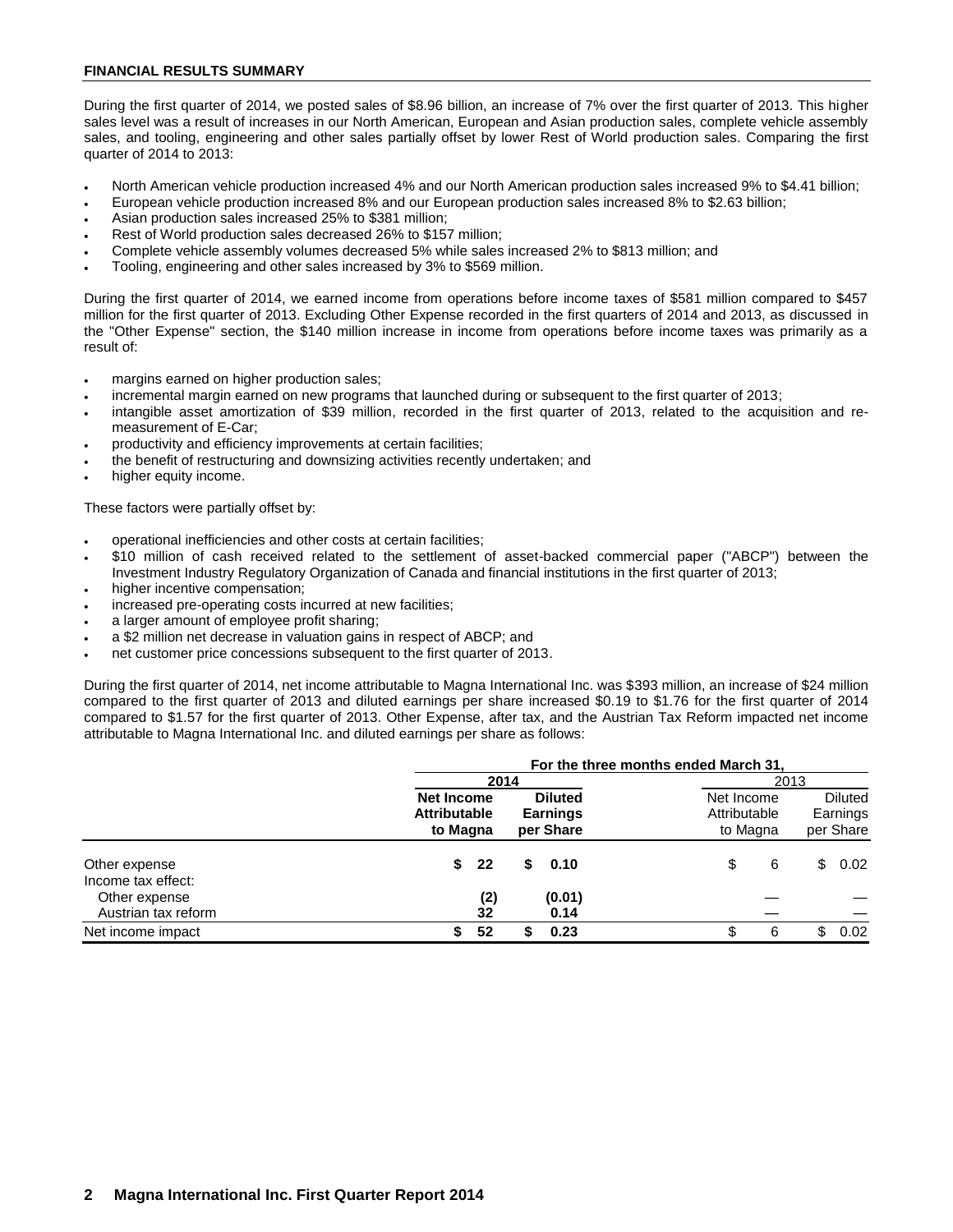**FINANCIAL RESULTS SUMMARY**

During the first quarter of 2014, we posted sales of $8.96 billion, an increase of 7% over the first quarter of 2013. This higher sales level was a result of increases in our North American, European and Asian production sales, complete vehicle assembly sales, and tooling, engineering and other sales partially offset by lower Rest of World production sales. Comparing the first quarter of 2014 to 2013:

- North American vehicle production increased 4% and our North American production sales increased 9% to $4.41 billion;
- European vehicle production increased 8% and our European production sales increased 8% to $2.63 billion;
- Asian production sales increased 25% to $381 million;
- Rest of World production sales decreased 26% to $157 million;
- Complete vehicle assembly volumes decreased 5% while sales increased 2% to $813 million; and
- Tooling, engineering and other sales increased by 3% to $569 million.

During the first quarter of 2014, we earned income from operations before income taxes of $581 million compared to $457 million for the first quarter of 2013. Excluding Other Expense recorded in the first quarters of 2014 and 2013, as discussed in the "Other Expense" section, the $140 million increase in income from operations before income taxes was primarily as a result of:

- margins earned on higher production sales;
- incremental margin earned on new programs that launched during or subsequent to the first quarter of 2013;
- intangible asset amortization of $39 million, recorded in the first quarter of 2013, related to the acquisition and re-measurement of E-Car;
- productivity and efficiency improvements at certain facilities;
- the benefit of restructuring and downsizing activities recently undertaken; and
- higher equity income.

These factors were partially offset by:

- operational inefficiencies and other costs at certain facilities;
- $10 million of cash received related to the settlement of asset-backed commercial paper ("ABCP") between the Investment Industry Regulatory Organization of Canada and financial institutions in the first quarter of 2013;
- higher incentive compensation;
- increased pre-operating costs incurred at new facilities;
- a larger amount of employee profit sharing;
- a $2 million net decrease in valuation gains in respect of ABCP; and
- net customer price concessions subsequent to the first quarter of 2013.

During the first quarter of 2014, net income attributable to Magna International Inc. was $393 million, an increase of $24 million compared to the first quarter of 2013 and diluted earnings per share increased $0.19 to $1.76 for the first quarter of 2014 compared to $1.57 for the first quarter of 2013. Other Expense, after tax, and the Austrian Tax Reform impacted net income attributable to Magna International Inc. and diluted earnings per share as follows:

| | For the three months ended March 31, | | | |
|---|---|---|---|---|
| | **2014** | | 2013 | |
| | **Net Income Attributable to Magna** | **Diluted Earnings per Share** | Net Income Attributable to Magna | Diluted Earnings per Share |
| Other expense | **$ 22** | **$ 0.10** | $ 6 | $ 0.02 |
| Income tax effect: | | | | |
| Other expense | **(2)** | **(0.01)** | — | — |
| Austrian tax reform | **32** | **0.14** | — | — |
| Net income impact | **$ 52** | **$ 0.23** | $ 6 | $ 0.02 |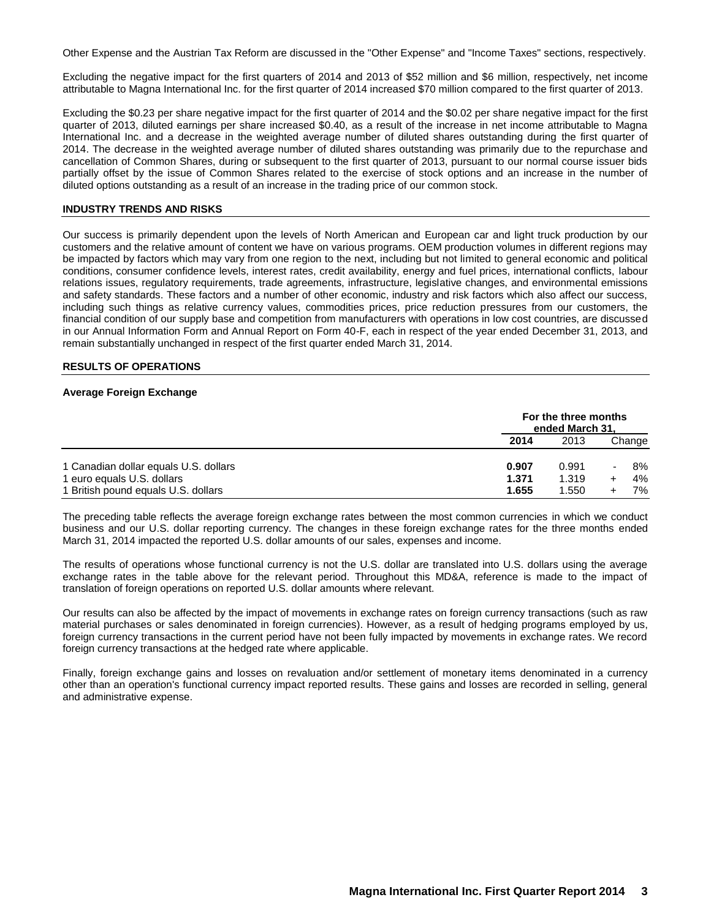Other Expense and the Austrian Tax Reform are discussed in the "Other Expense" and "Income Taxes" sections, respectively.

Excluding the negative impact for the first quarters of 2014 and 2013 of $52 million and $6 million, respectively, net income attributable to Magna International Inc. for the first quarter of 2014 increased $70 million compared to the first quarter of 2013.

Excluding the $0.23 per share negative impact for the first quarter of 2014 and the $0.02 per share negative impact for the first quarter of 2013, diluted earnings per share increased $0.40, as a result of the increase in net income attributable to Magna International Inc. and a decrease in the weighted average number of diluted shares outstanding during the first quarter of 2014. The decrease in the weighted average number of diluted shares outstanding was primarily due to the repurchase and cancellation of Common Shares, during or subsequent to the first quarter of 2013, pursuant to our normal course issuer bids partially offset by the issue of Common Shares related to the exercise of stock options and an increase in the number of diluted options outstanding as a result of an increase in the trading price of our common stock.

## INDUSTRY TRENDS AND RISKS

Our success is primarily dependent upon the levels of North American and European car and light truck production by our customers and the relative amount of content we have on various programs. OEM production volumes in different regions may be impacted by factors which may vary from one region to the next, including but not limited to general economic and political conditions, consumer confidence levels, interest rates, credit availability, energy and fuel prices, international conflicts, labour relations issues, regulatory requirements, trade agreements, infrastructure, legislative changes, and environmental emissions and safety standards. These factors and a number of other economic, industry and risk factors which also affect our success, including such things as relative currency values, commodities prices, price reduction pressures from our customers, the financial condition of our supply base and competition from manufacturers with operations in low cost countries, are discussed in our Annual Information Form and Annual Report on Form 40-F, each in respect of the year ended December 31, 2013, and remain substantially unchanged in respect of the first quarter ended March 31, 2014.

## RESULTS OF OPERATIONS

### Average Foreign Exchange

| | For the three months ended March 31, | | |
|---|---|---|---|
| | **2014** | 2013 | Change |
| 1 Canadian dollar equals U.S. dollars | **0.907** | 0.991 | - 8% |
| 1 euro equals U.S. dollars | **1.371** | 1.319 | + 4% |
| 1 British pound equals U.S. dollars | **1.655** | 1.550 | + 7% |

The preceding table reflects the average foreign exchange rates between the most common currencies in which we conduct business and our U.S. dollar reporting currency. The changes in these foreign exchange rates for the three months ended March 31, 2014 impacted the reported U.S. dollar amounts of our sales, expenses and income.

The results of operations whose functional currency is not the U.S. dollar are translated into U.S. dollars using the average exchange rates in the table above for the relevant period. Throughout this MD&A, reference is made to the impact of translation of foreign operations on reported U.S. dollar amounts where relevant.

Our results can also be affected by the impact of movements in exchange rates on foreign currency transactions (such as raw material purchases or sales denominated in foreign currencies). However, as a result of hedging programs employed by us, foreign currency transactions in the current period have not been fully impacted by movements in exchange rates. We record foreign currency transactions at the hedged rate where applicable.

Finally, foreign exchange gains and losses on revaluation and/or settlement of monetary items denominated in a currency other than an operation's functional currency impact reported results. These gains and losses are recorded in selling, general and administrative expense.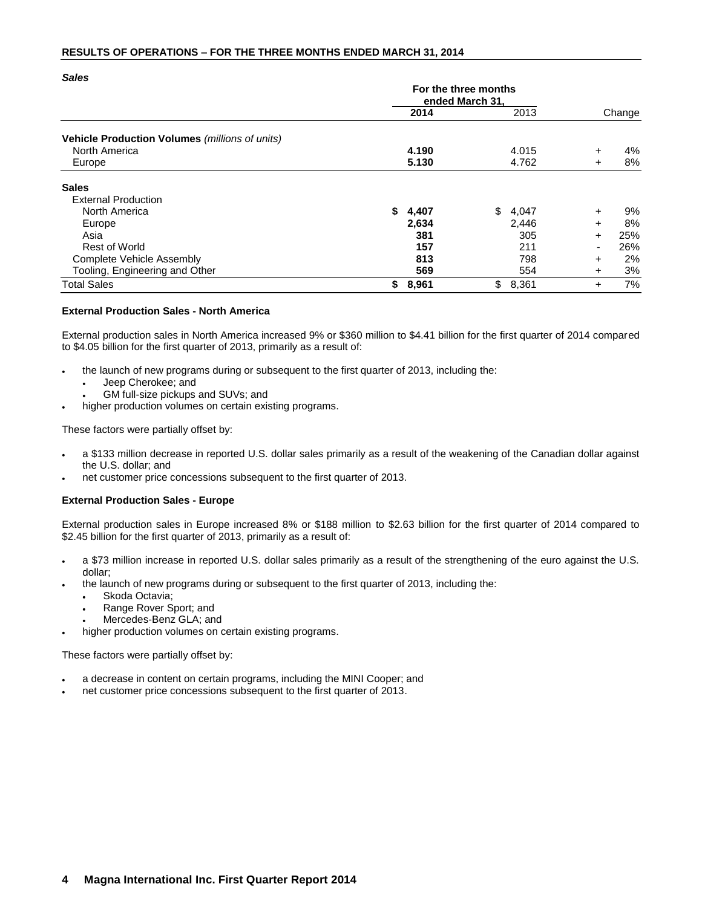## RESULTS OF OPERATIONS – FOR THE THREE MONTHS ENDED MARCH 31, 2014

***Sales***

| | For the three months ended March 31, | | |
|---|---|---|---|
| | **2014** | 2013 | Change |
| **Vehicle Production Volumes** *(millions of units)* | | | |
| North America | **4.190** | 4.015 | + 4% |
| Europe | **5.130** | 4.762 | + 8% |
| **Sales** | | | |
| External Production | | | |
| North America | **$ 4,407** | $ 4,047 | + 9% |
| Europe | **2,634** | 2,446 | + 8% |
| Asia | **381** | 305 | + 25% |
| Rest of World | **157** | 211 | - 26% |
| Complete Vehicle Assembly | **813** | 798 | + 2% |
| Tooling, Engineering and Other | **569** | 554 | + 3% |
| Total Sales | **$ 8,961** | $ 8,361 | + 7% |

**External Production Sales - North America**

External production sales in North America increased 9% or $360 million to $4.41 billion for the first quarter of 2014 compared to $4.05 billion for the first quarter of 2013, primarily as a result of:

- the launch of new programs during or subsequent to the first quarter of 2013, including the:
  - Jeep Cherokee; and
  - GM full-size pickups and SUVs; and
- higher production volumes on certain existing programs.

These factors were partially offset by:

- a $133 million decrease in reported U.S. dollar sales primarily as a result of the weakening of the Canadian dollar against the U.S. dollar; and
- net customer price concessions subsequent to the first quarter of 2013.

**External Production Sales - Europe**

External production sales in Europe increased 8% or $188 million to $2.63 billion for the first quarter of 2014 compared to $2.45 billion for the first quarter of 2013, primarily as a result of:

- a $73 million increase in reported U.S. dollar sales primarily as a result of the strengthening of the euro against the U.S. dollar;
- the launch of new programs during or subsequent to the first quarter of 2013, including the:
  - Skoda Octavia;
  - Range Rover Sport; and
  - Mercedes-Benz GLA; and
- higher production volumes on certain existing programs.

These factors were partially offset by:

- a decrease in content on certain programs, including the MINI Cooper; and
- net customer price concessions subsequent to the first quarter of 2013.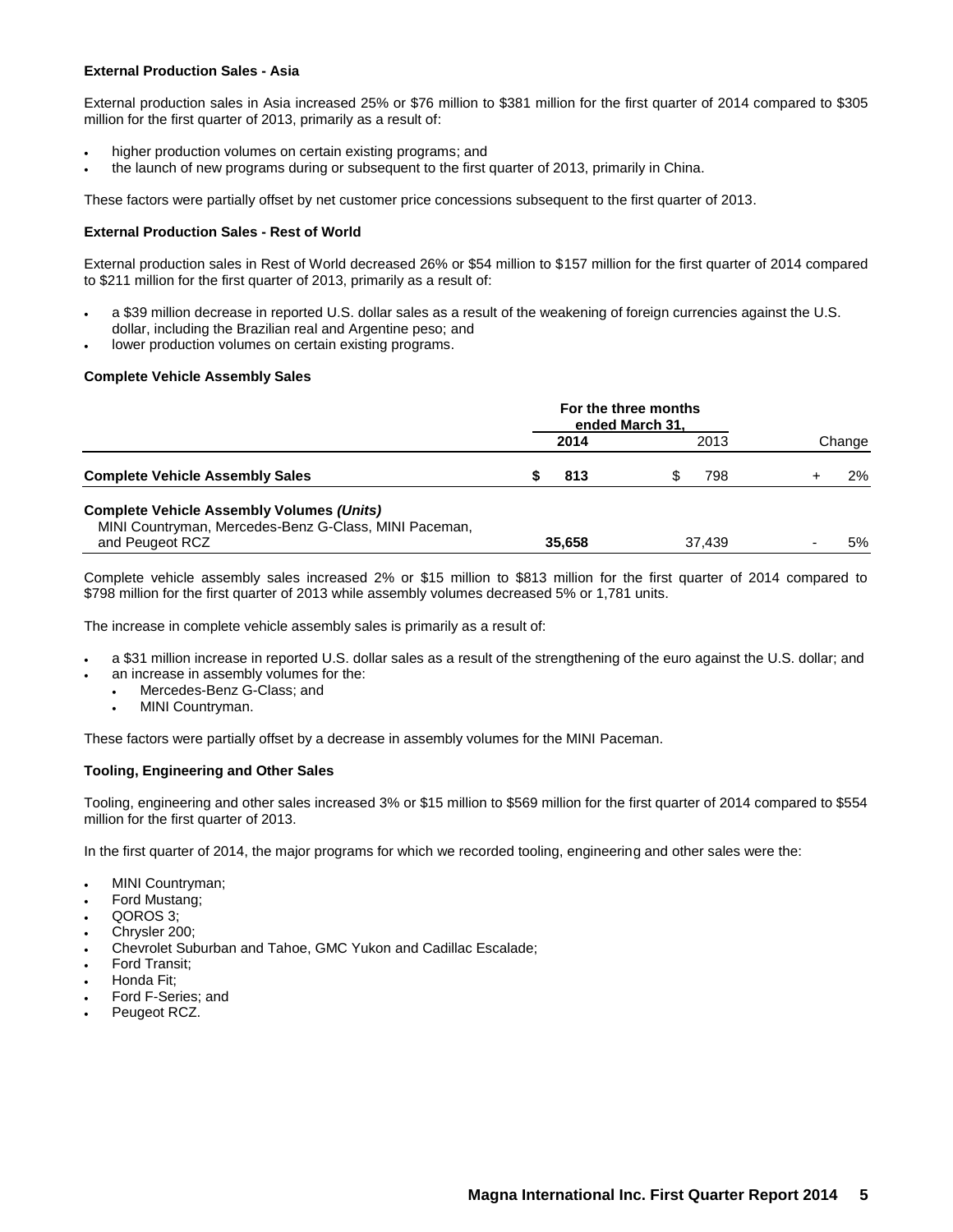**External Production Sales - Asia**

External production sales in Asia increased 25% or $76 million to $381 million for the first quarter of 2014 compared to $305 million for the first quarter of 2013, primarily as a result of:

- higher production volumes on certain existing programs; and
- the launch of new programs during or subsequent to the first quarter of 2013, primarily in China.

These factors were partially offset by net customer price concessions subsequent to the first quarter of 2013.

**External Production Sales - Rest of World**

External production sales in Rest of World decreased 26% or $54 million to $157 million for the first quarter of 2014 compared to $211 million for the first quarter of 2013, primarily as a result of:

- a $39 million decrease in reported U.S. dollar sales as a result of the weakening of foreign currencies against the U.S. dollar, including the Brazilian real and Argentine peso; and
- lower production volumes on certain existing programs.

**Complete Vehicle Assembly Sales**

| | For the three months ended March 31, | | |
|---|---|---|---|
| | **2014** | 2013 | Change |
| **Complete Vehicle Assembly Sales** | **$ 813** | $ 798 | + 2% |
| **Complete Vehicle Assembly Volumes *(Units)*** | | | |
| MINI Countryman, Mercedes-Benz G-Class, MINI Paceman, and Peugeot RCZ | **35,658** | 37,439 | - 5% |

Complete vehicle assembly sales increased 2% or $15 million to $813 million for the first quarter of 2014 compared to $798 million for the first quarter of 2013 while assembly volumes decreased 5% or 1,781 units.

The increase in complete vehicle assembly sales is primarily as a result of:

- a $31 million increase in reported U.S. dollar sales as a result of the strengthening of the euro against the U.S. dollar; and
- an increase in assembly volumes for the:
  - Mercedes-Benz G-Class; and
  - MINI Countryman.

These factors were partially offset by a decrease in assembly volumes for the MINI Paceman.

**Tooling, Engineering and Other Sales**

Tooling, engineering and other sales increased 3% or $15 million to $569 million for the first quarter of 2014 compared to $554 million for the first quarter of 2013.

In the first quarter of 2014, the major programs for which we recorded tooling, engineering and other sales were the:

- MINI Countryman;
- Ford Mustang;
- QOROS 3;
- Chrysler 200;
- Chevrolet Suburban and Tahoe, GMC Yukon and Cadillac Escalade;
- Ford Transit;
- Honda Fit;
- Ford F-Series; and
- Peugeot RCZ.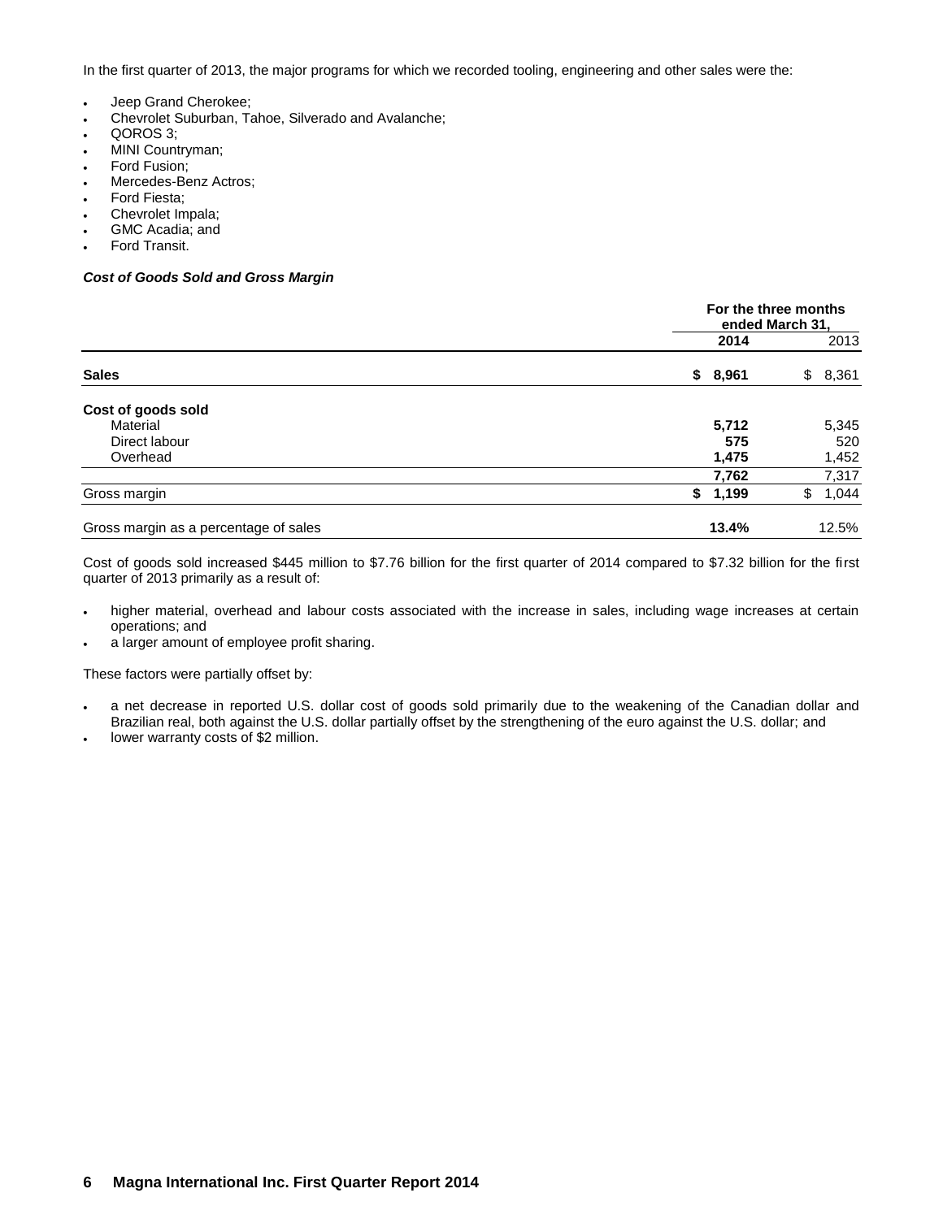In the first quarter of 2013, the major programs for which we recorded tooling, engineering and other sales were the:

- Jeep Grand Cherokee;
- Chevrolet Suburban, Tahoe, Silverado and Avalanche;
- QOROS 3;
- MINI Countryman;
- Ford Fusion;
- Mercedes-Benz Actros;
- Ford Fiesta;
- Chevrolet Impala;
- GMC Acadia; and
- Ford Transit.

***Cost of Goods Sold and Gross Margin***

| | For the three months ended March 31, | |
|---|---|---|
| | **2014** | 2013 |
| **Sales** | **$ 8,961** | $ 8,361 |
| **Cost of goods sold** | | |
| Material | **5,712** | 5,345 |
| Direct labour | **575** | 520 |
| Overhead | **1,475** | 1,452 |
| | **7,762** | 7,317 |
| Gross margin | **$ 1,199** | $ 1,044 |
| Gross margin as a percentage of sales | **13.4%** | 12.5% |

Cost of goods sold increased $445 million to $7.76 billion for the first quarter of 2014 compared to $7.32 billion for the first quarter of 2013 primarily as a result of:

- higher material, overhead and labour costs associated with the increase in sales, including wage increases at certain operations; and
- a larger amount of employee profit sharing.

These factors were partially offset by:

- a net decrease in reported U.S. dollar cost of goods sold primarily due to the weakening of the Canadian dollar and Brazilian real, both against the U.S. dollar partially offset by the strengthening of the euro against the U.S. dollar; and
- lower warranty costs of $2 million.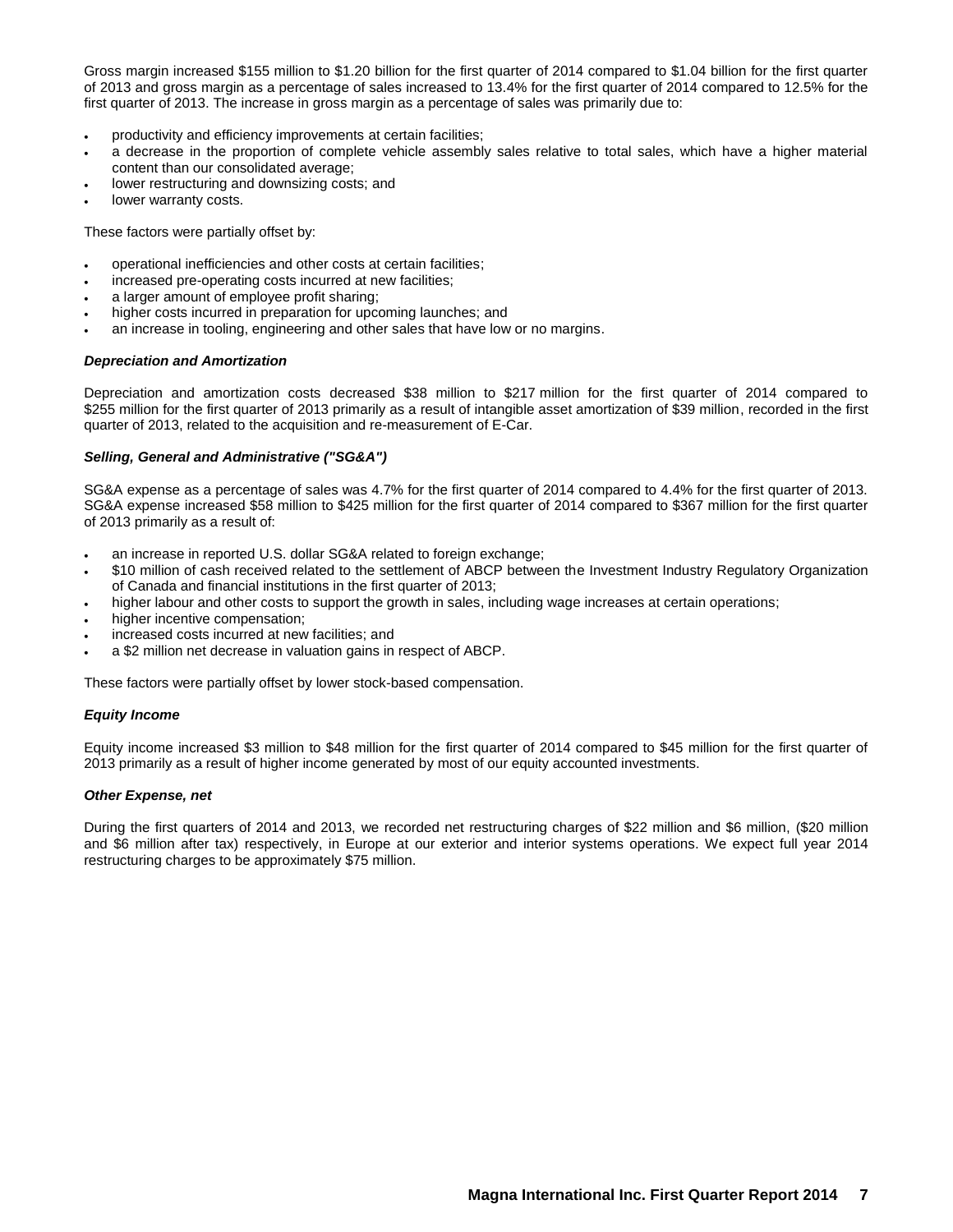Gross margin increased $155 million to $1.20 billion for the first quarter of 2014 compared to $1.04 billion for the first quarter of 2013 and gross margin as a percentage of sales increased to 13.4% for the first quarter of 2014 compared to 12.5% for the first quarter of 2013. The increase in gross margin as a percentage of sales was primarily due to:

- productivity and efficiency improvements at certain facilities;
- a decrease in the proportion of complete vehicle assembly sales relative to total sales, which have a higher material content than our consolidated average;
- lower restructuring and downsizing costs; and
- lower warranty costs.

These factors were partially offset by:

- operational inefficiencies and other costs at certain facilities;
- increased pre-operating costs incurred at new facilities;
- a larger amount of employee profit sharing;
- higher costs incurred in preparation for upcoming launches; and
- an increase in tooling, engineering and other sales that have low or no margins.

***Depreciation and Amortization***

Depreciation and amortization costs decreased $38 million to $217 million for the first quarter of 2014 compared to $255 million for the first quarter of 2013 primarily as a result of intangible asset amortization of $39 million, recorded in the first quarter of 2013, related to the acquisition and re-measurement of E-Car.

***Selling, General and Administrative ("SG&A")***

SG&A expense as a percentage of sales was 4.7% for the first quarter of 2014 compared to 4.4% for the first quarter of 2013. SG&A expense increased $58 million to $425 million for the first quarter of 2014 compared to $367 million for the first quarter of 2013 primarily as a result of:

- an increase in reported U.S. dollar SG&A related to foreign exchange;
- $10 million of cash received related to the settlement of ABCP between the Investment Industry Regulatory Organization of Canada and financial institutions in the first quarter of 2013;
- higher labour and other costs to support the growth in sales, including wage increases at certain operations;
- higher incentive compensation;
- increased costs incurred at new facilities; and
- a $2 million net decrease in valuation gains in respect of ABCP.

These factors were partially offset by lower stock-based compensation.

***Equity Income***

Equity income increased $3 million to $48 million for the first quarter of 2014 compared to $45 million for the first quarter of 2013 primarily as a result of higher income generated by most of our equity accounted investments.

***Other Expense, net***

During the first quarters of 2014 and 2013, we recorded net restructuring charges of $22 million and $6 million, ($20 million and $6 million after tax) respectively, in Europe at our exterior and interior systems operations. We expect full year 2014 restructuring charges to be approximately $75 million.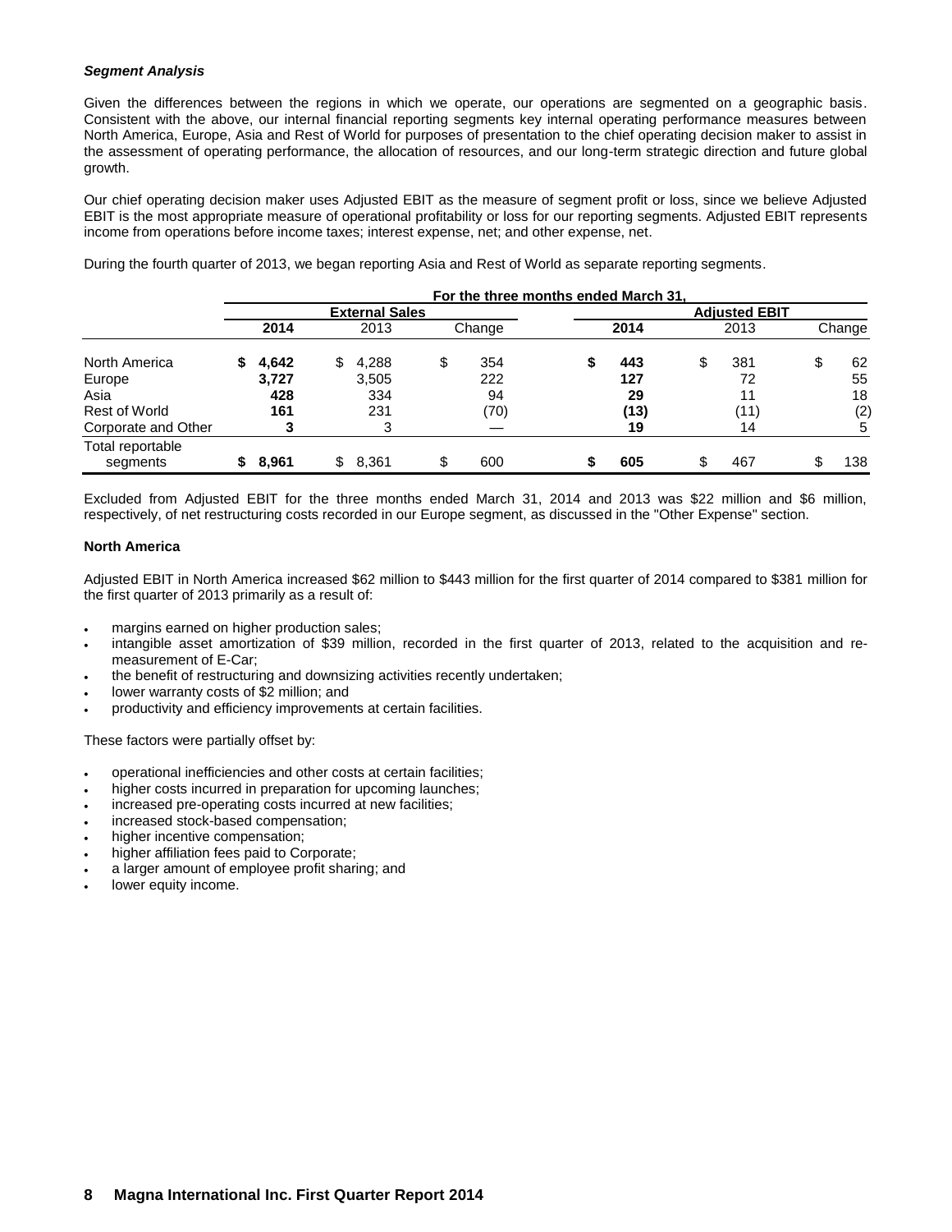***Segment Analysis***

Given the differences between the regions in which we operate, our operations are segmented on a geographic basis. Consistent with the above, our internal financial reporting segments key internal operating performance measures between North America, Europe, Asia and Rest of World for purposes of presentation to the chief operating decision maker to assist in the assessment of operating performance, the allocation of resources, and our long-term strategic direction and future global growth.

Our chief operating decision maker uses Adjusted EBIT as the measure of segment profit or loss, since we believe Adjusted EBIT is the most appropriate measure of operational profitability or loss for our reporting segments. Adjusted EBIT represents income from operations before income taxes; interest expense, net; and other expense, net.

During the fourth quarter of 2013, we began reporting Asia and Rest of World as separate reporting segments.

| | For the three months ended March 31, | | | | | |
|---|---|---|---|---|---|---|
| | External Sales | | | Adjusted EBIT | | |
| | **2014** | 2013 | Change | **2014** | 2013 | Change |
| North America | **$ 4,642** | $ 4,288 | $ 354 | **$ 443** | $ 381 | $ 62 |
| Europe | **3,727** | 3,505 | 222 | **127** | 72 | 55 |
| Asia | **428** | 334 | 94 | **29** | 11 | 18 |
| Rest of World | **161** | 231 | (70) | **(13)** | (11) | (2) |
| Corporate and Other | **3** | 3 | — | **19** | 14 | 5 |
| Total reportable segments | **$ 8,961** | $ 8,361 | $ 600 | **$ 605** | $ 467 | $ 138 |

Excluded from Adjusted EBIT for the three months ended March 31, 2014 and 2013 was $22 million and $6 million, respectively, of net restructuring costs recorded in our Europe segment, as discussed in the "Other Expense" section.

**North America**

Adjusted EBIT in North America increased $62 million to $443 million for the first quarter of 2014 compared to $381 million for the first quarter of 2013 primarily as a result of:

- margins earned on higher production sales;
- intangible asset amortization of $39 million, recorded in the first quarter of 2013, related to the acquisition and re-measurement of E-Car;
- the benefit of restructuring and downsizing activities recently undertaken;
- lower warranty costs of $2 million; and
- productivity and efficiency improvements at certain facilities.

These factors were partially offset by:

- operational inefficiencies and other costs at certain facilities;
- higher costs incurred in preparation for upcoming launches;
- increased pre-operating costs incurred at new facilities;
- increased stock-based compensation;
- higher incentive compensation;
- higher affiliation fees paid to Corporate;
- a larger amount of employee profit sharing; and
- lower equity income.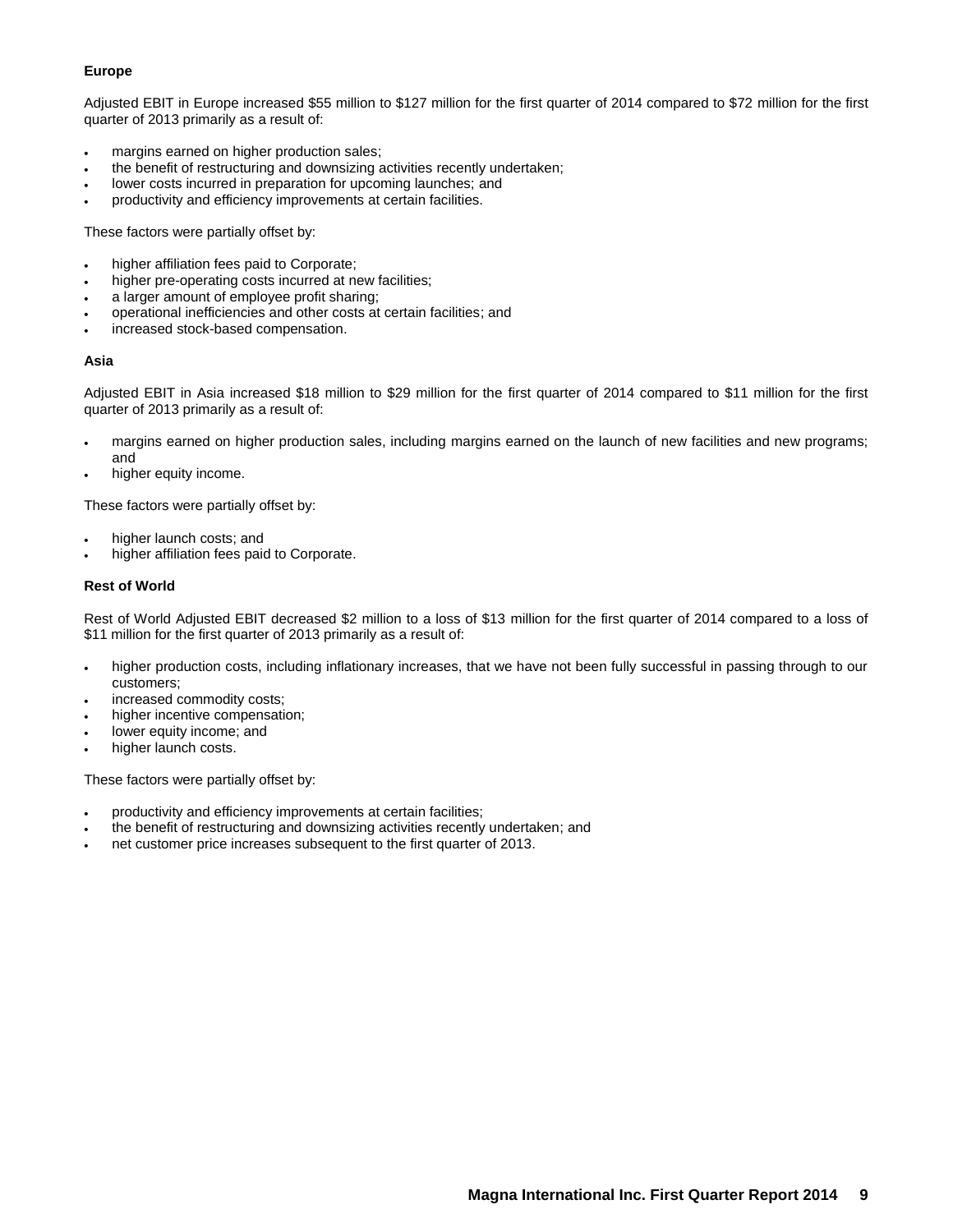**Europe**

Adjusted EBIT in Europe increased $55 million to $127 million for the first quarter of 2014 compared to $72 million for the first quarter of 2013 primarily as a result of:

- margins earned on higher production sales;
- the benefit of restructuring and downsizing activities recently undertaken;
- lower costs incurred in preparation for upcoming launches; and
- productivity and efficiency improvements at certain facilities.

These factors were partially offset by:

- higher affiliation fees paid to Corporate;
- higher pre-operating costs incurred at new facilities;
- a larger amount of employee profit sharing;
- operational inefficiencies and other costs at certain facilities; and
- increased stock-based compensation.

**Asia**

Adjusted EBIT in Asia increased $18 million to $29 million for the first quarter of 2014 compared to $11 million for the first quarter of 2013 primarily as a result of:

- margins earned on higher production sales, including margins earned on the launch of new facilities and new programs; and
- higher equity income.

These factors were partially offset by:

- higher launch costs; and
- higher affiliation fees paid to Corporate.

**Rest of World**

Rest of World Adjusted EBIT decreased $2 million to a loss of $13 million for the first quarter of 2014 compared to a loss of $11 million for the first quarter of 2013 primarily as a result of:

- higher production costs, including inflationary increases, that we have not been fully successful in passing through to our customers;
- increased commodity costs;
- higher incentive compensation;
- lower equity income; and
- higher launch costs.

These factors were partially offset by:

- productivity and efficiency improvements at certain facilities;
- the benefit of restructuring and downsizing activities recently undertaken; and
- net customer price increases subsequent to the first quarter of 2013.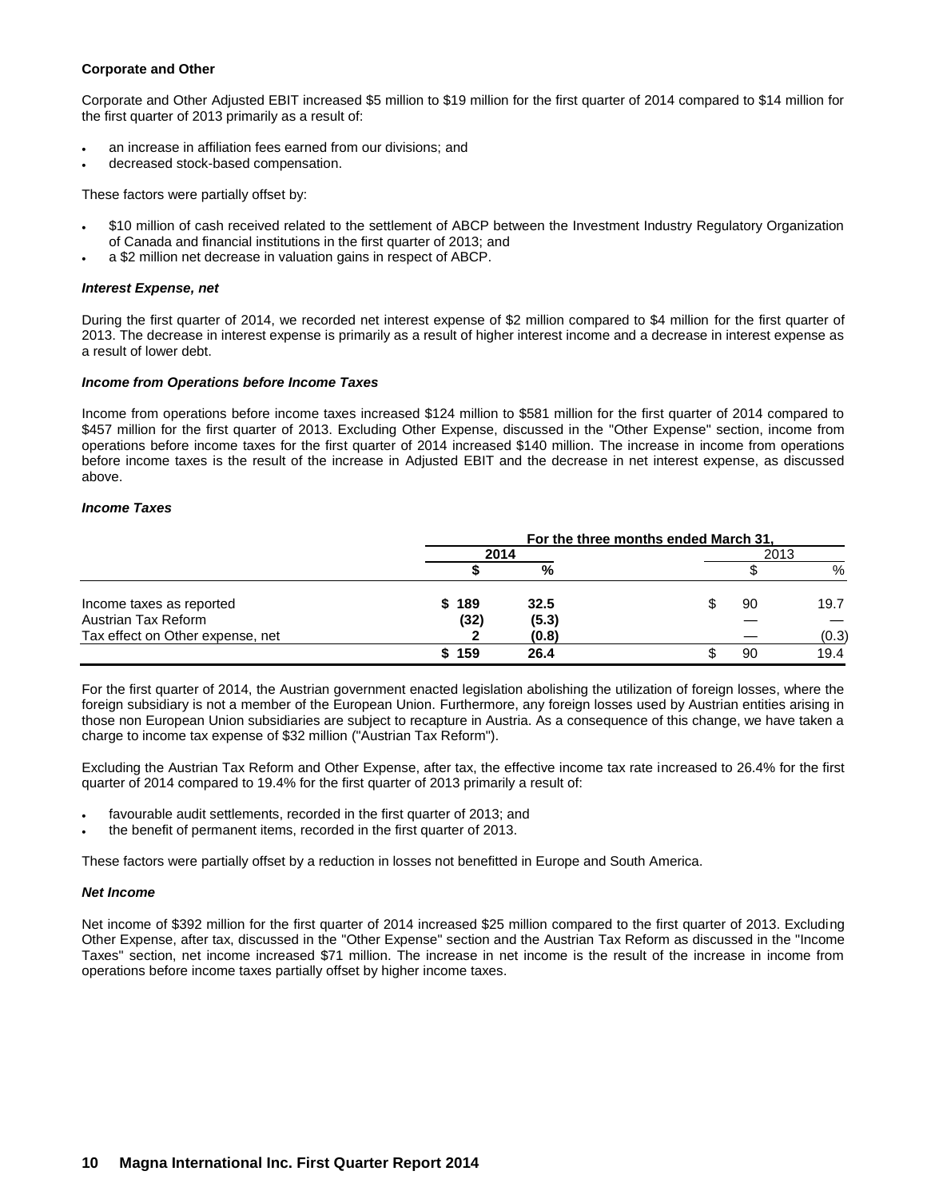**Corporate and Other**

Corporate and Other Adjusted EBIT increased $5 million to $19 million for the first quarter of 2014 compared to $14 million for the first quarter of 2013 primarily as a result of:

- an increase in affiliation fees earned from our divisions; and
- decreased stock-based compensation.

These factors were partially offset by:

- $10 million of cash received related to the settlement of ABCP between the Investment Industry Regulatory Organization of Canada and financial institutions in the first quarter of 2013; and
- a $2 million net decrease in valuation gains in respect of ABCP.

***Interest Expense, net***

During the first quarter of 2014, we recorded net interest expense of $2 million compared to $4 million for the first quarter of 2013. The decrease in interest expense is primarily as a result of higher interest income and a decrease in interest expense as a result of lower debt.

***Income from Operations before Income Taxes***

Income from operations before income taxes increased $124 million to $581 million for the first quarter of 2014 compared to $457 million for the first quarter of 2013. Excluding Other Expense, discussed in the "Other Expense" section, income from operations before income taxes for the first quarter of 2014 increased $140 million. The increase in income from operations before income taxes is the result of the increase in Adjusted EBIT and the decrease in net interest expense, as discussed above.

***Income Taxes***

| | For the three months ended March 31, | | | |
|---|---|---|---|---|
| | **2014** | | 2013 | |
| | **$** | **%** | $ | % |
| Income taxes as reported | **$ 189** | **32.5** | $ 90 | 19.7 |
| Austrian Tax Reform | **(32)** | **(5.3)** | — | — |
| Tax effect on Other expense, net | **2** | **(0.8)** | — | (0.3) |
| | **$ 159** | **26.4** | $ 90 | 19.4 |

For the first quarter of 2014, the Austrian government enacted legislation abolishing the utilization of foreign losses, where the foreign subsidiary is not a member of the European Union. Furthermore, any foreign losses used by Austrian entities arising in those non European Union subsidiaries are subject to recapture in Austria. As a consequence of this change, we have taken a charge to income tax expense of $32 million ("Austrian Tax Reform").

Excluding the Austrian Tax Reform and Other Expense, after tax, the effective income tax rate increased to 26.4% for the first quarter of 2014 compared to 19.4% for the first quarter of 2013 primarily a result of:

- favourable audit settlements, recorded in the first quarter of 2013; and
- the benefit of permanent items, recorded in the first quarter of 2013.

These factors were partially offset by a reduction in losses not benefitted in Europe and South America.

***Net Income***

Net income of $392 million for the first quarter of 2014 increased $25 million compared to the first quarter of 2013. Excluding Other Expense, after tax, discussed in the "Other Expense" section and the Austrian Tax Reform as discussed in the "Income Taxes" section, net income increased $71 million. The increase in net income is the result of the increase in income from operations before income taxes partially offset by higher income taxes.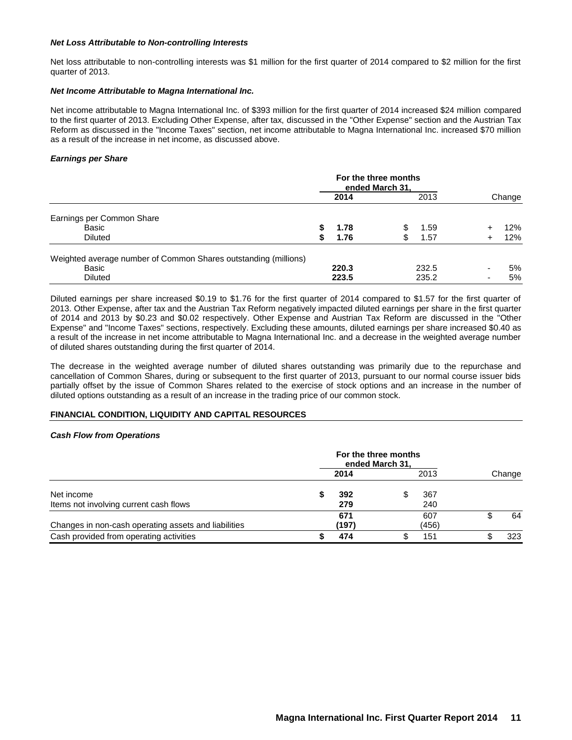***Net Loss Attributable to Non-controlling Interests***

Net loss attributable to non-controlling interests was $1 million for the first quarter of 2014 compared to $2 million for the first quarter of 2013.

***Net Income Attributable to Magna International Inc.***

Net income attributable to Magna International Inc. of $393 million for the first quarter of 2014 increased $24 million compared to the first quarter of 2013. Excluding Other Expense, after tax, discussed in the "Other Expense" section and the Austrian Tax Reform as discussed in the "Income Taxes" section, net income attributable to Magna International Inc. increased $70 million as a result of the increase in net income, as discussed above.

***Earnings per Share***

| | For the three months ended March 31, | | |
|---|---|---|---|
| | **2014** | 2013 | Change |
| Earnings per Common Share | | | |
| Basic | **$ 1.78** | $ 1.59 | + 12% |
| Diluted | **$ 1.76** | $ 1.57 | + 12% |
| Weighted average number of Common Shares outstanding (millions) | | | |
| Basic | **220.3** | 232.5 | - 5% |
| Diluted | **223.5** | 235.2 | - 5% |

Diluted earnings per share increased $0.19 to $1.76 for the first quarter of 2014 compared to $1.57 for the first quarter of 2013. Other Expense, after tax and the Austrian Tax Reform negatively impacted diluted earnings per share in the first quarter of 2014 and 2013 by $0.23 and $0.02 respectively. Other Expense and Austrian Tax Reform are discussed in the "Other Expense" and "Income Taxes" sections, respectively. Excluding these amounts, diluted earnings per share increased $0.40 as a result of the increase in net income attributable to Magna International Inc. and a decrease in the weighted average number of diluted shares outstanding during the first quarter of 2014.

The decrease in the weighted average number of diluted shares outstanding was primarily due to the repurchase and cancellation of Common Shares, during or subsequent to the first quarter of 2013, pursuant to our normal course issuer bids partially offset by the issue of Common Shares related to the exercise of stock options and an increase in the number of diluted options outstanding as a result of an increase in the trading price of our common stock.

## FINANCIAL CONDITION, LIQUIDITY AND CAPITAL RESOURCES

***Cash Flow from Operations***

| | For the three months ended March 31, | | |
|---|---|---|---|
| | **2014** | 2013 | Change |
| Net income | **$ 392** | $ 367 | |
| Items not involving current cash flows | **279** | 240 | |
| | **671** | 607 | $ 64 |
| Changes in non-cash operating assets and liabilities | **(197)** | (456) | |
| Cash provided from operating activities | **$ 474** | $ 151 | $ 323 |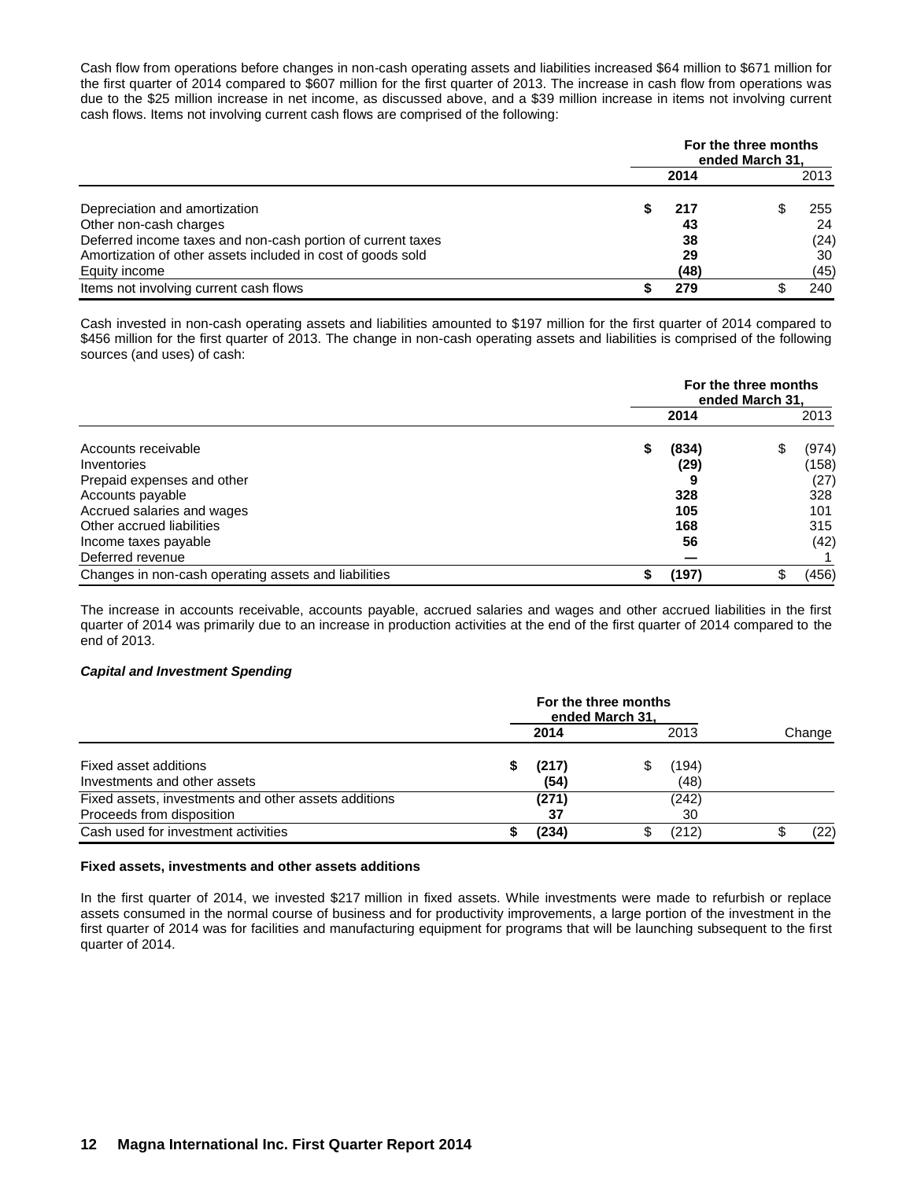Cash flow from operations before changes in non-cash operating assets and liabilities increased $64 million to $671 million for the first quarter of 2014 compared to $607 million for the first quarter of 2013. The increase in cash flow from operations was due to the $25 million increase in net income, as discussed above, and a $39 million increase in items not involving current cash flows. Items not involving current cash flows are comprised of the following:

| | For the three months ended March 31, | |
|---|---|---|
| | **2014** | 2013 |
| Depreciation and amortization | **$ 217** | $ 255 |
| Other non-cash charges | **43** | 24 |
| Deferred income taxes and non-cash portion of current taxes | **38** | (24) |
| Amortization of other assets included in cost of goods sold | **29** | 30 |
| Equity income | **(48)** | (45) |
| Items not involving current cash flows | **$ 279** | $ 240 |

Cash invested in non-cash operating assets and liabilities amounted to $197 million for the first quarter of 2014 compared to $456 million for the first quarter of 2013. The change in non-cash operating assets and liabilities is comprised of the following sources (and uses) of cash:

| | For the three months ended March 31, | |
|---|---|---|
| | **2014** | 2013 |
| Accounts receivable | **$ (834)** | $ (974) |
| Inventories | **(29)** | (158) |
| Prepaid expenses and other | **9** | (27) |
| Accounts payable | **328** | 328 |
| Accrued salaries and wages | **105** | 101 |
| Other accrued liabilities | **168** | 315 |
| Income taxes payable | **56** | (42) |
| Deferred revenue | **—** | 1 |
| Changes in non-cash operating assets and liabilities | **$ (197)** | $ (456) |

The increase in accounts receivable, accounts payable, accrued salaries and wages and other accrued liabilities in the first quarter of 2014 was primarily due to an increase in production activities at the end of the first quarter of 2014 compared to the end of 2013.

***Capital and Investment Spending***

| | For the three months ended March 31, | | |
|---|---|---|---|
| | **2014** | 2013 | Change |
| Fixed asset additions | **$ (217)** | $ (194) | |
| Investments and other assets | **(54)** | (48) | |
| Fixed assets, investments and other assets additions | **(271)** | (242) | |
| Proceeds from disposition | **37** | 30 | |
| Cash used for investment activities | **$ (234)** | $ (212) | $ (22) |

**Fixed assets, investments and other assets additions**

In the first quarter of 2014, we invested $217 million in fixed assets. While investments were made to refurbish or replace assets consumed in the normal course of business and for productivity improvements, a large portion of the investment in the first quarter of 2014 was for facilities and manufacturing equipment for programs that will be launching subsequent to the first quarter of 2014.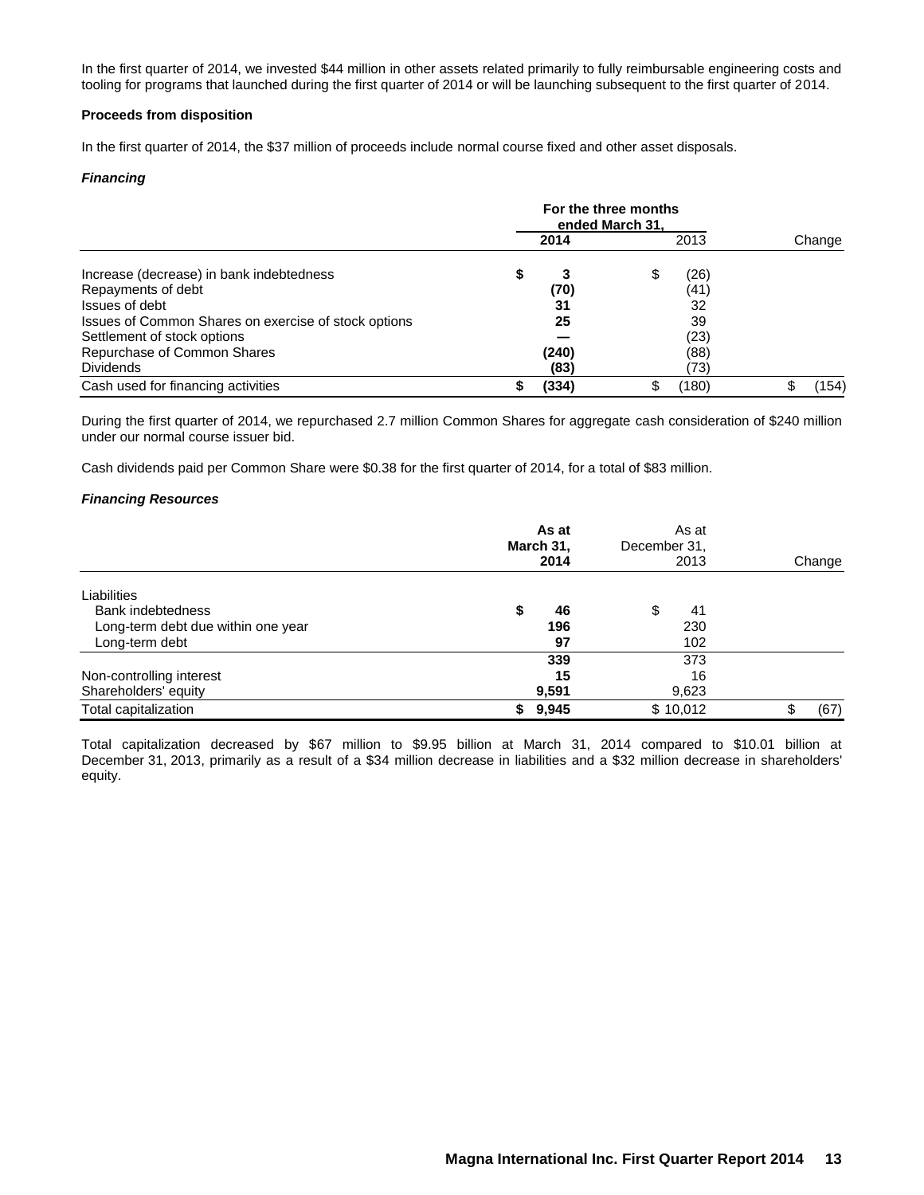In the first quarter of 2014, we invested $44 million in other assets related primarily to fully reimbursable engineering costs and tooling for programs that launched during the first quarter of 2014 or will be launching subsequent to the first quarter of 2014.

**Proceeds from disposition**

In the first quarter of 2014, the $37 million of proceeds include normal course fixed and other asset disposals.

***Financing***

| | For the three months ended March 31, | | |
|---|---|---|---|
| | **2014** | 2013 | Change |
| Increase (decrease) in bank indebtedness | **$ 3** | $ (26) | |
| Repayments of debt | **(70)** | (41) | |
| Issues of debt | **31** | 32 | |
| Issues of Common Shares on exercise of stock options | **25** | 39 | |
| Settlement of stock options | **—** | (23) | |
| Repurchase of Common Shares | **(240)** | (88) | |
| Dividends | **(83)** | (73) | |
| Cash used for financing activities | **$ (334)** | $ (180) | $ (154) |

During the first quarter of 2014, we repurchased 2.7 million Common Shares for aggregate cash consideration of $240 million under our normal course issuer bid.

Cash dividends paid per Common Share were $0.38 for the first quarter of 2014, for a total of $83 million.

***Financing Resources***

| | **As at March 31, 2014** | As at December 31, 2013 | Change |
|---|---|---|---|
| Liabilities | | | |
| Bank indebtedness | **$ 46** | $ 41 | |
| Long-term debt due within one year | **196** | 230 | |
| Long-term debt | **97** | 102 | |
| | **339** | 373 | |
| Non-controlling interest | **15** | 16 | |
| Shareholders' equity | **9,591** | 9,623 | |
| Total capitalization | **$ 9,945** | $ 10,012 | $ (67) |

Total capitalization decreased by $67 million to $9.95 billion at March 31, 2014 compared to $10.01 billion at December 31, 2013, primarily as a result of a $34 million decrease in liabilities and a $32 million decrease in shareholders' equity.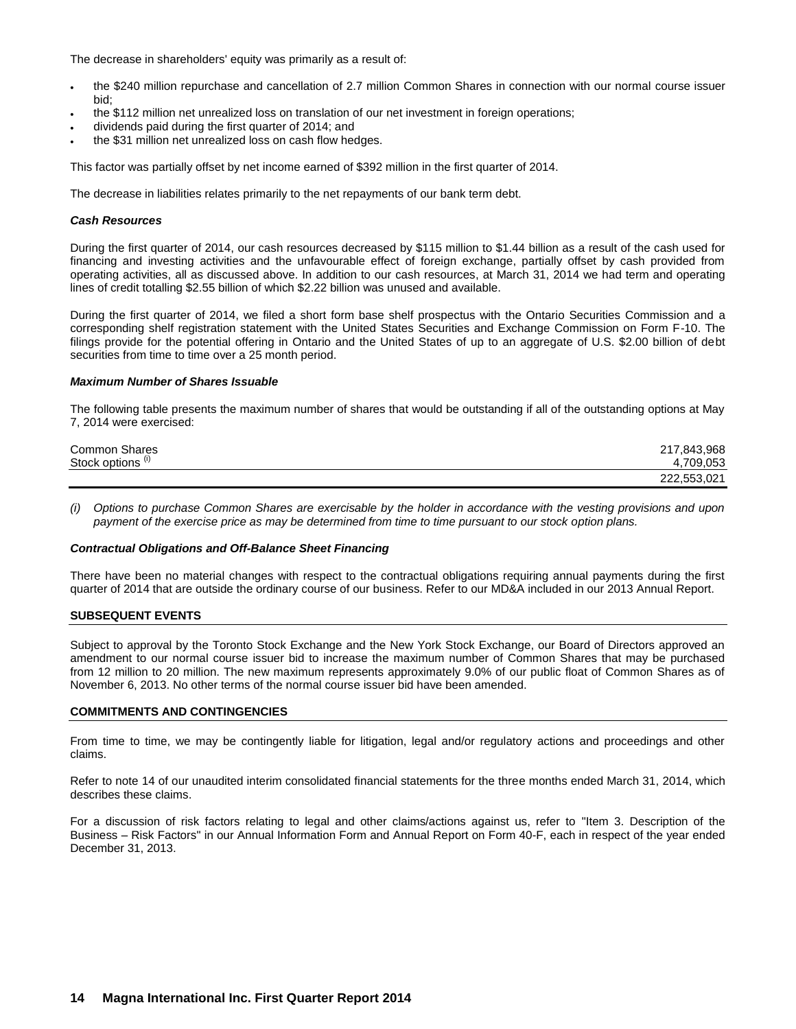The decrease in shareholders' equity was primarily as a result of:

- the $240 million repurchase and cancellation of 2.7 million Common Shares in connection with our normal course issuer bid;
- the $112 million net unrealized loss on translation of our net investment in foreign operations;
- dividends paid during the first quarter of 2014; and
- the $31 million net unrealized loss on cash flow hedges.

This factor was partially offset by net income earned of $392 million in the first quarter of 2014.

The decrease in liabilities relates primarily to the net repayments of our bank term debt.

***Cash Resources***

During the first quarter of 2014, our cash resources decreased by $115 million to $1.44 billion as a result of the cash used for financing and investing activities and the unfavourable effect of foreign exchange, partially offset by cash provided from operating activities, all as discussed above. In addition to our cash resources, at March 31, 2014 we had term and operating lines of credit totalling $2.55 billion of which $2.22 billion was unused and available.

During the first quarter of 2014, we filed a short form base shelf prospectus with the Ontario Securities Commission and a corresponding shelf registration statement with the United States Securities and Exchange Commission on Form F-10. The filings provide for the potential offering in Ontario and the United States of up to an aggregate of U.S. $2.00 billion of debt securities from time to time over a 25 month period.

***Maximum Number of Shares Issuable***

The following table presents the maximum number of shares that would be outstanding if all of the outstanding options at May 7, 2014 were exercised:

| | |
|---|---|
| Common Shares | 217,843,968 |
| Stock options [(i)] | 4,709,053 |
| | 222,553,021 |

*(i) Options to purchase Common Shares are exercisable by the holder in accordance with the vesting provisions and upon payment of the exercise price as may be determined from time to time pursuant to our stock option plans.*

***Contractual Obligations and Off-Balance Sheet Financing***

There have been no material changes with respect to the contractual obligations requiring annual payments during the first quarter of 2014 that are outside the ordinary course of our business. Refer to our MD&A included in our 2013 Annual Report.

## SUBSEQUENT EVENTS

Subject to approval by the Toronto Stock Exchange and the New York Stock Exchange, our Board of Directors approved an amendment to our normal course issuer bid to increase the maximum number of Common Shares that may be purchased from 12 million to 20 million. The new maximum represents approximately 9.0% of our public float of Common Shares as of November 6, 2013. No other terms of the normal course issuer bid have been amended.

## COMMITMENTS AND CONTINGENCIES

From time to time, we may be contingently liable for litigation, legal and/or regulatory actions and proceedings and other claims.

Refer to note 14 of our unaudited interim consolidated financial statements for the three months ended March 31, 2014, which describes these claims.

For a discussion of risk factors relating to legal and other claims/actions against us, refer to "Item 3. Description of the Business – Risk Factors" in our Annual Information Form and Annual Report on Form 40-F, each in respect of the year ended December 31, 2013.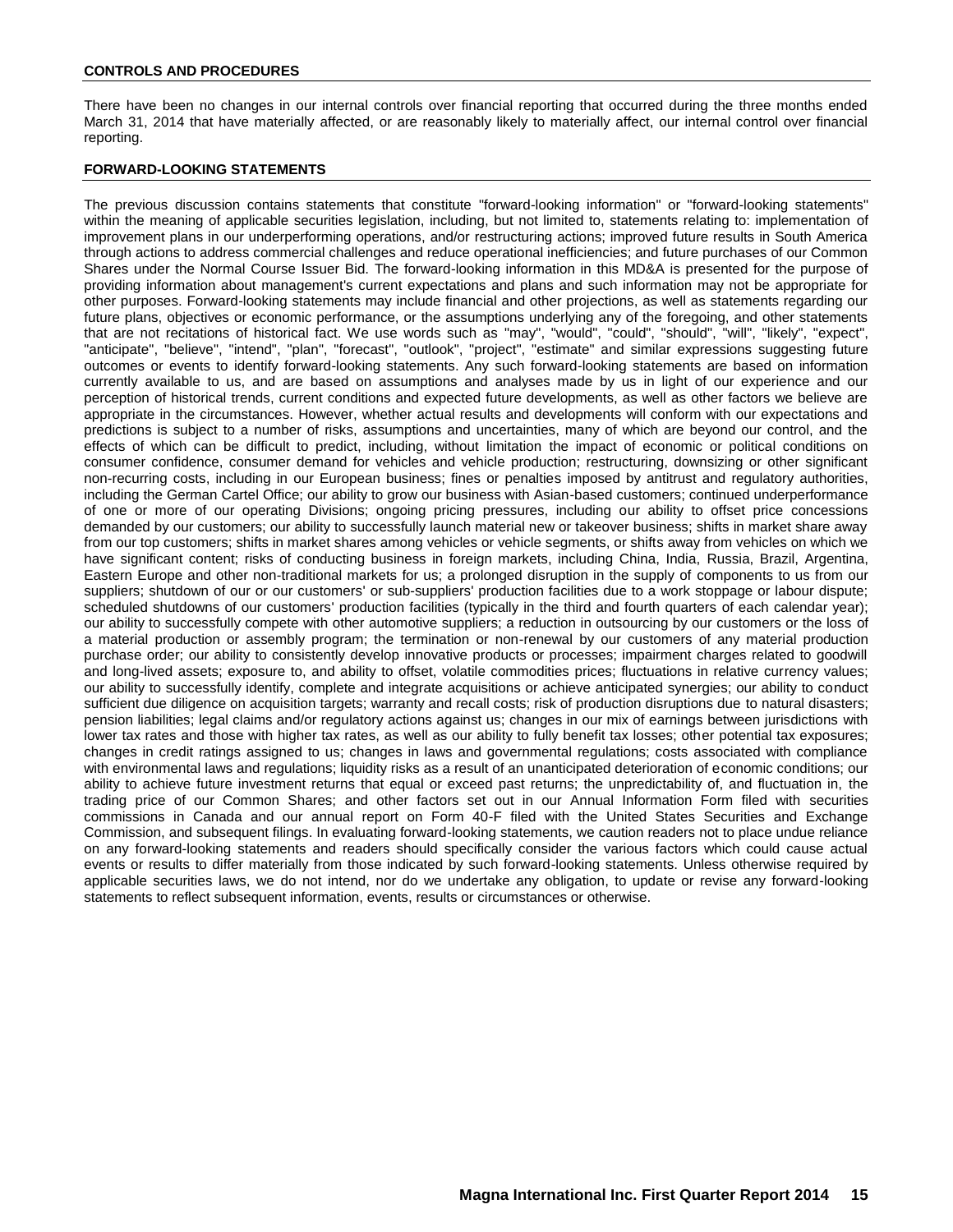## CONTROLS AND PROCEDURES

There have been no changes in our internal controls over financial reporting that occurred during the three months ended March 31, 2014 that have materially affected, or are reasonably likely to materially affect, our internal control over financial reporting.

## FORWARD-LOOKING STATEMENTS

The previous discussion contains statements that constitute "forward-looking information" or "forward-looking statements" within the meaning of applicable securities legislation, including, but not limited to, statements relating to: implementation of improvement plans in our underperforming operations, and/or restructuring actions; improved future results in South America through actions to address commercial challenges and reduce operational inefficiencies; and future purchases of our Common Shares under the Normal Course Issuer Bid. The forward-looking information in this MD&A is presented for the purpose of providing information about management's current expectations and plans and such information may not be appropriate for other purposes. Forward-looking statements may include financial and other projections, as well as statements regarding our future plans, objectives or economic performance, or the assumptions underlying any of the foregoing, and other statements that are not recitations of historical fact. We use words such as "may", "would", "could", "should", "will", "likely", "expect", "anticipate", "believe", "intend", "plan", "forecast", "outlook", "project", "estimate" and similar expressions suggesting future outcomes or events to identify forward-looking statements. Any such forward-looking statements are based on information currently available to us, and are based on assumptions and analyses made by us in light of our experience and our perception of historical trends, current conditions and expected future developments, as well as other factors we believe are appropriate in the circumstances. However, whether actual results and developments will conform with our expectations and predictions is subject to a number of risks, assumptions and uncertainties, many of which are beyond our control, and the effects of which can be difficult to predict, including, without limitation the impact of economic or political conditions on consumer confidence, consumer demand for vehicles and vehicle production; restructuring, downsizing or other significant non-recurring costs, including in our European business; fines or penalties imposed by antitrust and regulatory authorities, including the German Cartel Office; our ability to grow our business with Asian-based customers; continued underperformance of one or more of our operating Divisions; ongoing pricing pressures, including our ability to offset price concessions demanded by our customers; our ability to successfully launch material new or takeover business; shifts in market share away from our top customers; shifts in market shares among vehicles or vehicle segments, or shifts away from vehicles on which we have significant content; risks of conducting business in foreign markets, including China, India, Russia, Brazil, Argentina, Eastern Europe and other non-traditional markets for us; a prolonged disruption in the supply of components to us from our suppliers; shutdown of our or our customers' or sub-suppliers' production facilities due to a work stoppage or labour dispute; scheduled shutdowns of our customers' production facilities (typically in the third and fourth quarters of each calendar year); our ability to successfully compete with other automotive suppliers; a reduction in outsourcing by our customers or the loss of a material production or assembly program; the termination or non-renewal by our customers of any material production purchase order; our ability to consistently develop innovative products or processes; impairment charges related to goodwill and long-lived assets; exposure to, and ability to offset, volatile commodities prices; fluctuations in relative currency values; our ability to successfully identify, complete and integrate acquisitions or achieve anticipated synergies; our ability to conduct sufficient due diligence on acquisition targets; warranty and recall costs; risk of production disruptions due to natural disasters; pension liabilities; legal claims and/or regulatory actions against us; changes in our mix of earnings between jurisdictions with lower tax rates and those with higher tax rates, as well as our ability to fully benefit tax losses; other potential tax exposures; changes in credit ratings assigned to us; changes in laws and governmental regulations; costs associated with compliance with environmental laws and regulations; liquidity risks as a result of an unanticipated deterioration of economic conditions; our ability to achieve future investment returns that equal or exceed past returns; the unpredictability of, and fluctuation in, the trading price of our Common Shares; and other factors set out in our Annual Information Form filed with securities commissions in Canada and our annual report on Form 40-F filed with the United States Securities and Exchange Commission, and subsequent filings. In evaluating forward-looking statements, we caution readers not to place undue reliance on any forward-looking statements and readers should specifically consider the various factors which could cause actual events or results to differ materially from those indicated by such forward-looking statements. Unless otherwise required by applicable securities laws, we do not intend, nor do we undertake any obligation, to update or revise any forward-looking statements to reflect subsequent information, events, results or circumstances or otherwise.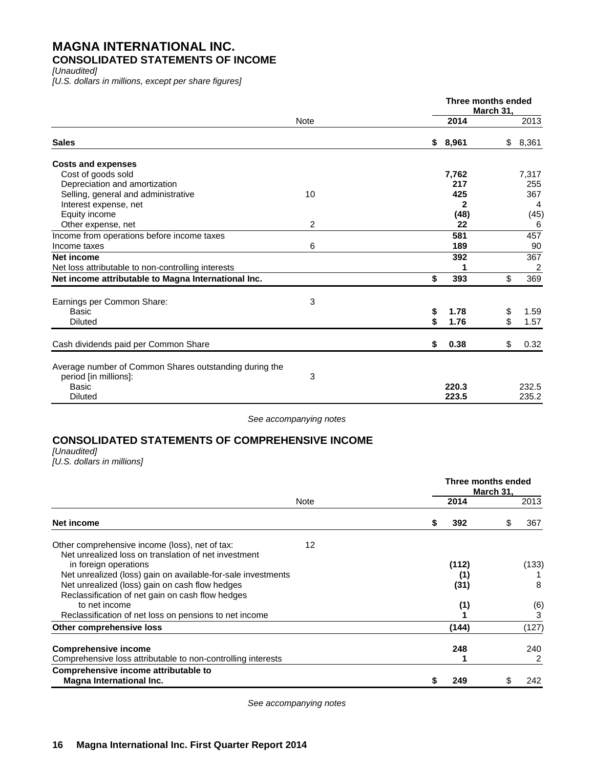# MAGNA INTERNATIONAL INC.

## CONSOLIDATED STATEMENTS OF INCOME

*[Unaudited]*
*[U.S. dollars in millions, except per share figures]*

| | Note | Three months ended March 31, 2014 | 2013 |
|---|---|---|---|
| **Sales** | | **$ 8,961** | $ 8,361 |
| **Costs and expenses** | | | |
| Cost of goods sold | | **7,762** | 7,317 |
| Depreciation and amortization | | **217** | 255 |
| Selling, general and administrative | 10 | **425** | 367 |
| Interest expense, net | | **2** | 4 |
| Equity income | | **(48)** | (45) |
| Other expense, net | 2 | **22** | 6 |
| Income from operations before income taxes | | **581** | 457 |
| Income taxes | 6 | **189** | 90 |
| **Net income** | | **392** | 367 |
| Net loss attributable to non-controlling interests | | **1** | 2 |
| **Net income attributable to Magna International Inc.** | | **$ 393** | $ 369 |
| Earnings per Common Share: | 3 | | |
| Basic | | **$ 1.78** | $ 1.59 |
| Diluted | | **$ 1.76** | $ 1.57 |
| Cash dividends paid per Common Share | | **$ 0.38** | $ 0.32 |
| Average number of Common Shares outstanding during the period [in millions]: | 3 | | |
| Basic | | **220.3** | 232.5 |
| Diluted | | **223.5** | 235.2 |

*See accompanying notes*

## CONSOLIDATED STATEMENTS OF COMPREHENSIVE INCOME

*[Unaudited]*
*[U.S. dollars in millions]*

| | Note | Three months ended March 31, 2014 | 2013 |
|---|---|---|---|
| **Net income** | | **$ 392** | $ 367 |
| Other comprehensive income (loss), net of tax: | 12 | | |
| Net unrealized loss on translation of net investment in foreign operations | | **(112)** | (133) |
| Net unrealized (loss) gain on available-for-sale investments | | **(1)** | 1 |
| Net unrealized (loss) gain on cash flow hedges | | **(31)** | 8 |
| Reclassification of net gain on cash flow hedges to net income | | **(1)** | (6) |
| Reclassification of net loss on pensions to net income | | **1** | 3 |
| **Other comprehensive loss** | | **(144)** | (127) |
| **Comprehensive income** | | **248** | 240 |
| Comprehensive loss attributable to non-controlling interests | | **1** | 2 |
| **Comprehensive income attributable to Magna International Inc.** | | **$ 249** | $ 242 |

*See accompanying notes*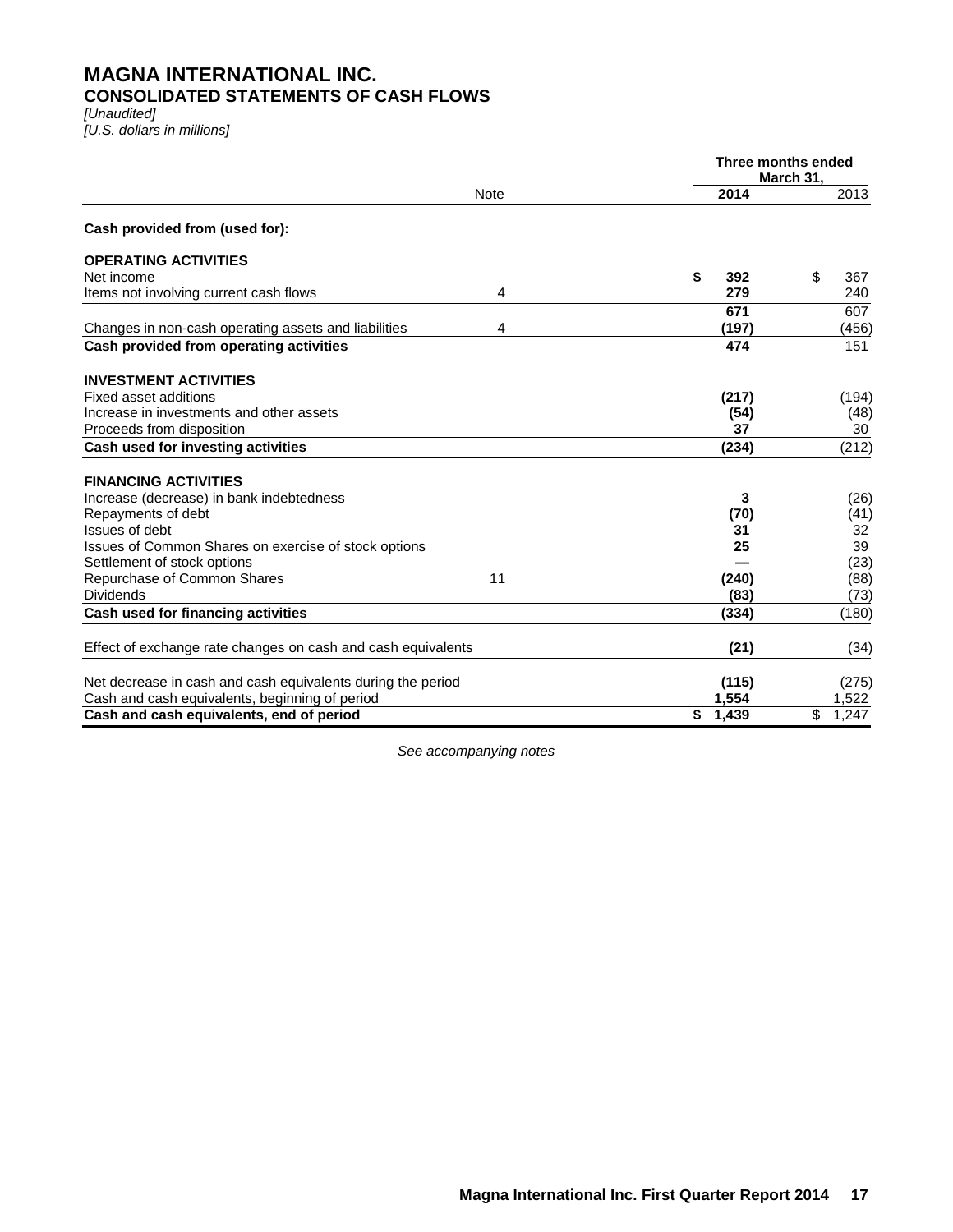# MAGNA INTERNATIONAL INC.
## CONSOLIDATED STATEMENTS OF CASH FLOWS

*[Unaudited]*
*[U.S. dollars in millions]*

| | Note | Three months ended March 31, 2014 | 2013 |
|---|---|---|---|
| **Cash provided from (used for):** | | | |
| **OPERATING ACTIVITIES** | | | |
| Net income | | **$ 392** | $ 367 |
| Items not involving current cash flows | 4 | **279** | 240 |
| | | **671** | 607 |
| Changes in non-cash operating assets and liabilities | 4 | **(197)** | (456) |
| **Cash provided from operating activities** | | **474** | 151 |
| **INVESTMENT ACTIVITIES** | | | |
| Fixed asset additions | | **(217)** | (194) |
| Increase in investments and other assets | | **(54)** | (48) |
| Proceeds from disposition | | **37** | 30 |
| **Cash used for investing activities** | | **(234)** | (212) |
| **FINANCING ACTIVITIES** | | | |
| Increase (decrease) in bank indebtedness | | **3** | (26) |
| Repayments of debt | | **(70)** | (41) |
| Issues of debt | | **31** | 32 |
| Issues of Common Shares on exercise of stock options | | **25** | 39 |
| Settlement of stock options | | **—** | (23) |
| Repurchase of Common Shares | 11 | **(240)** | (88) |
| Dividends | | **(83)** | (73) |
| **Cash used for financing activities** | | **(334)** | (180) |
| Effect of exchange rate changes on cash and cash equivalents | | **(21)** | (34) |
| Net decrease in cash and cash equivalents during the period | | **(115)** | (275) |
| Cash and cash equivalents, beginning of period | | **1,554** | 1,522 |
| **Cash and cash equivalents, end of period** | | **$ 1,439** | $ 1,247 |

*See accompanying notes*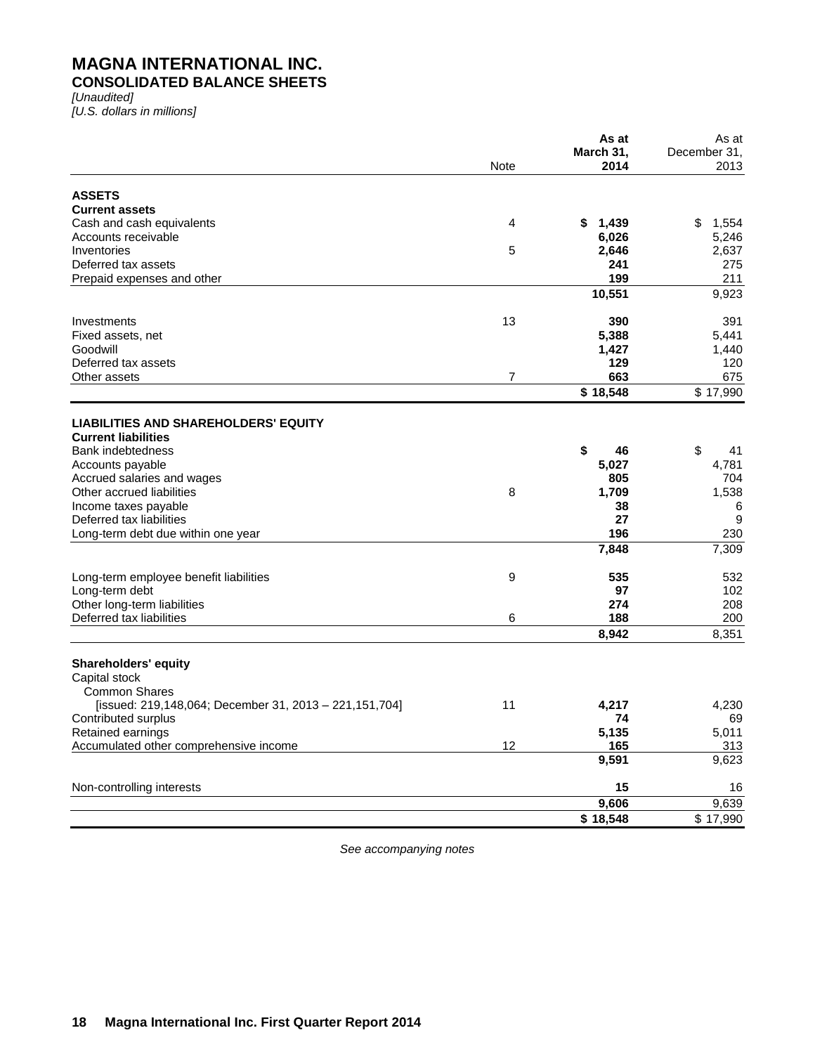# MAGNA INTERNATIONAL INC.

## CONSOLIDATED BALANCE SHEETS

*[Unaudited]*
*[U.S. dollars in millions]*

| | Note | **As at March 31, 2014** | As at December 31, 2013 |
|---|---|---|---|
| **ASSETS** | | | |
| **Current assets** | | | |
| Cash and cash equivalents | 4 | **$ 1,439** | $ 1,554 |
| Accounts receivable | | **6,026** | 5,246 |
| Inventories | 5 | **2,646** | 2,637 |
| Deferred tax assets | | **241** | 275 |
| Prepaid expenses and other | | **199** | 211 |
| | | **10,551** | 9,923 |
| Investments | 13 | **390** | 391 |
| Fixed assets, net | | **5,388** | 5,441 |
| Goodwill | | **1,427** | 1,440 |
| Deferred tax assets | | **129** | 120 |
| Other assets | 7 | **663** | 675 |
| | | **$ 18,548** | $ 17,990 |
| **LIABILITIES AND SHAREHOLDERS' EQUITY** | | | |
| **Current liabilities** | | | |
| Bank indebtedness | | **$ 46** | $ 41 |
| Accounts payable | | **5,027** | 4,781 |
| Accrued salaries and wages | | **805** | 704 |
| Other accrued liabilities | 8 | **1,709** | 1,538 |
| Income taxes payable | | **38** | 6 |
| Deferred tax liabilities | | **27** | 9 |
| Long-term debt due within one year | | **196** | 230 |
| | | **7,848** | 7,309 |
| Long-term employee benefit liabilities | 9 | **535** | 532 |
| Long-term debt | | **97** | 102 |
| Other long-term liabilities | | **274** | 208 |
| Deferred tax liabilities | 6 | **188** | 200 |
| | | **8,942** | 8,351 |
| **Shareholders' equity** | | | |
| Capital stock | | | |
| Common Shares | | | |
| [issued: 219,148,064; December 31, 2013 – 221,151,704] | 11 | **4,217** | 4,230 |
| Contributed surplus | | **74** | 69 |
| Retained earnings | | **5,135** | 5,011 |
| Accumulated other comprehensive income | 12 | **165** | 313 |
| | | **9,591** | 9,623 |
| Non-controlling interests | | **15** | 16 |
| | | **9,606** | 9,639 |
| | | **$ 18,548** | $ 17,990 |

*See accompanying notes*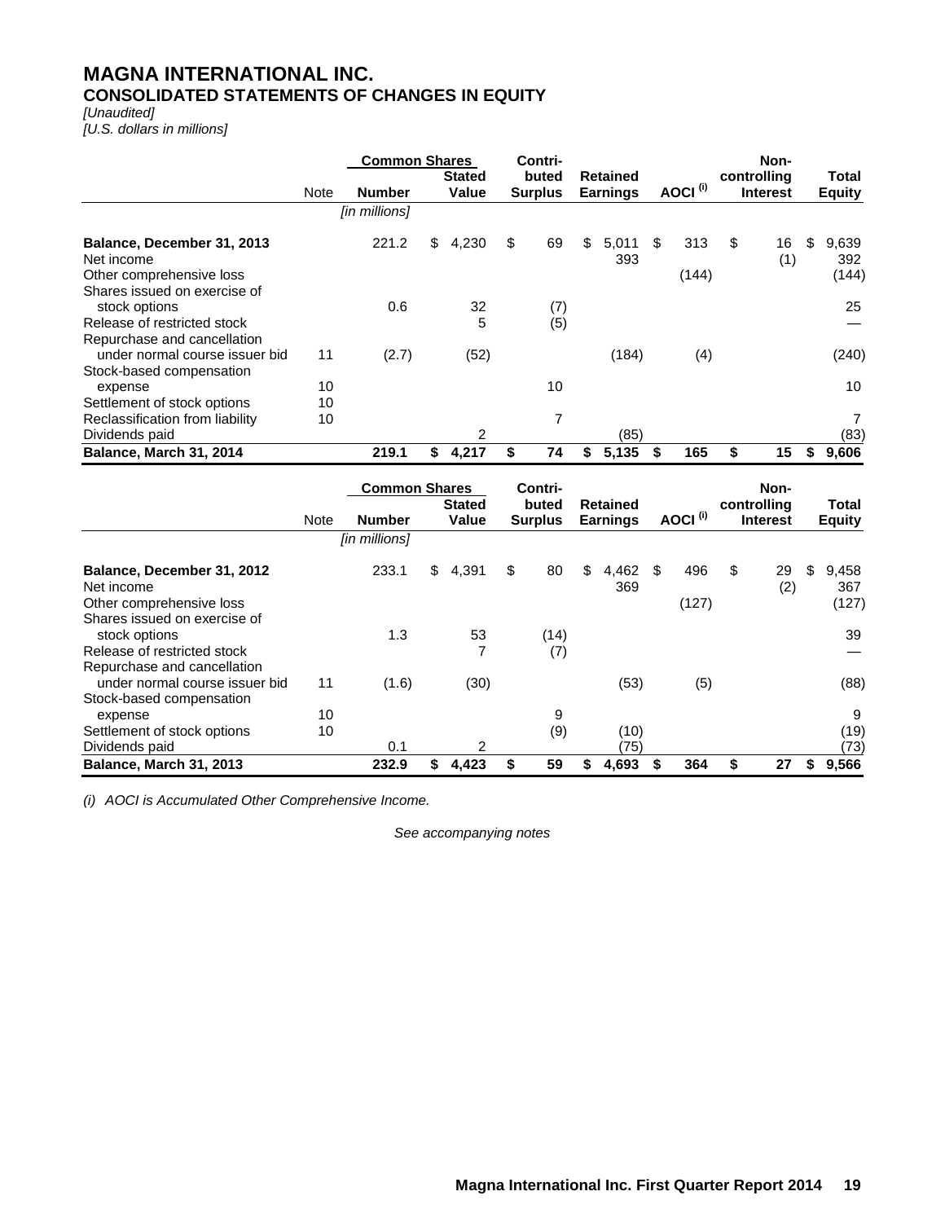# MAGNA INTERNATIONAL INC.
## CONSOLIDATED STATEMENTS OF CHANGES IN EQUITY

*[Unaudited]*
*[U.S. dollars in millions]*

| | Note | Common Shares Number | Common Shares Stated Value | Contri-buted Surplus | Retained Earnings | AOCI [(i)] | Non-controlling Interest | Total Equity |
|---|---|---|---|---|---|---|---|---|
| | | *[in millions]* | | | | | | |
| **Balance, December 31, 2013** | | 221.2 | $ 4,230 | $ 69 | $ 5,011 | $ 313 | $ 16 | $ 9,639 |
| Net income | | | | | 393 | | (1) | 392 |
| Other comprehensive loss | | | | | | (144) | | (144) |
| Shares issued on exercise of stock options | | 0.6 | 32 | (7) | | | | 25 |
| Release of restricted stock | | | 5 | (5) | | | | — |
| Repurchase and cancellation under normal course issuer bid | 11 | (2.7) | (52) | | (184) | (4) | | (240) |
| Stock-based compensation expense | 10 | | | 10 | | | | 10 |
| Settlement of stock options | 10 | | | | | | | |
| Reclassification from liability | 10 | | | 7 | | | | 7 |
| Dividends paid | | | 2 | | (85) | | | (83) |
| **Balance, March 31, 2014** | | **219.1** | **$ 4,217** | **$ 74** | **$ 5,135** | **$ 165** | **$ 15** | **$ 9,606** |

| | Note | Common Shares Number | Common Shares Stated Value | Contri-buted Surplus | Retained Earnings | AOCI [(i)] | Non-controlling Interest | Total Equity |
|---|---|---|---|---|---|---|---|---|
| | | *[in millions]* | | | | | | |
| **Balance, December 31, 2012** | | 233.1 | $ 4,391 | $ 80 | $ 4,462 | $ 496 | $ 29 | $ 9,458 |
| Net income | | | | | 369 | | (2) | 367 |
| Other comprehensive loss | | | | | | (127) | | (127) |
| Shares issued on exercise of stock options | | 1.3 | 53 | (14) | | | | 39 |
| Release of restricted stock | | | 7 | (7) | | | | — |
| Repurchase and cancellation under normal course issuer bid | 11 | (1.6) | (30) | | (53) | (5) | | (88) |
| Stock-based compensation expense | 10 | | | 9 | | | | 9 |
| Settlement of stock options | 10 | | | (9) | (10) | | | (19) |
| Dividends paid | | 0.1 | 2 | | (75) | | | (73) |
| **Balance, March 31, 2013** | | **232.9** | **$ 4,423** | **$ 59** | **$ 4,693** | **$ 364** | **$ 27** | **$ 9,566** |

*(i) AOCI is Accumulated Other Comprehensive Income.*

*See accompanying notes*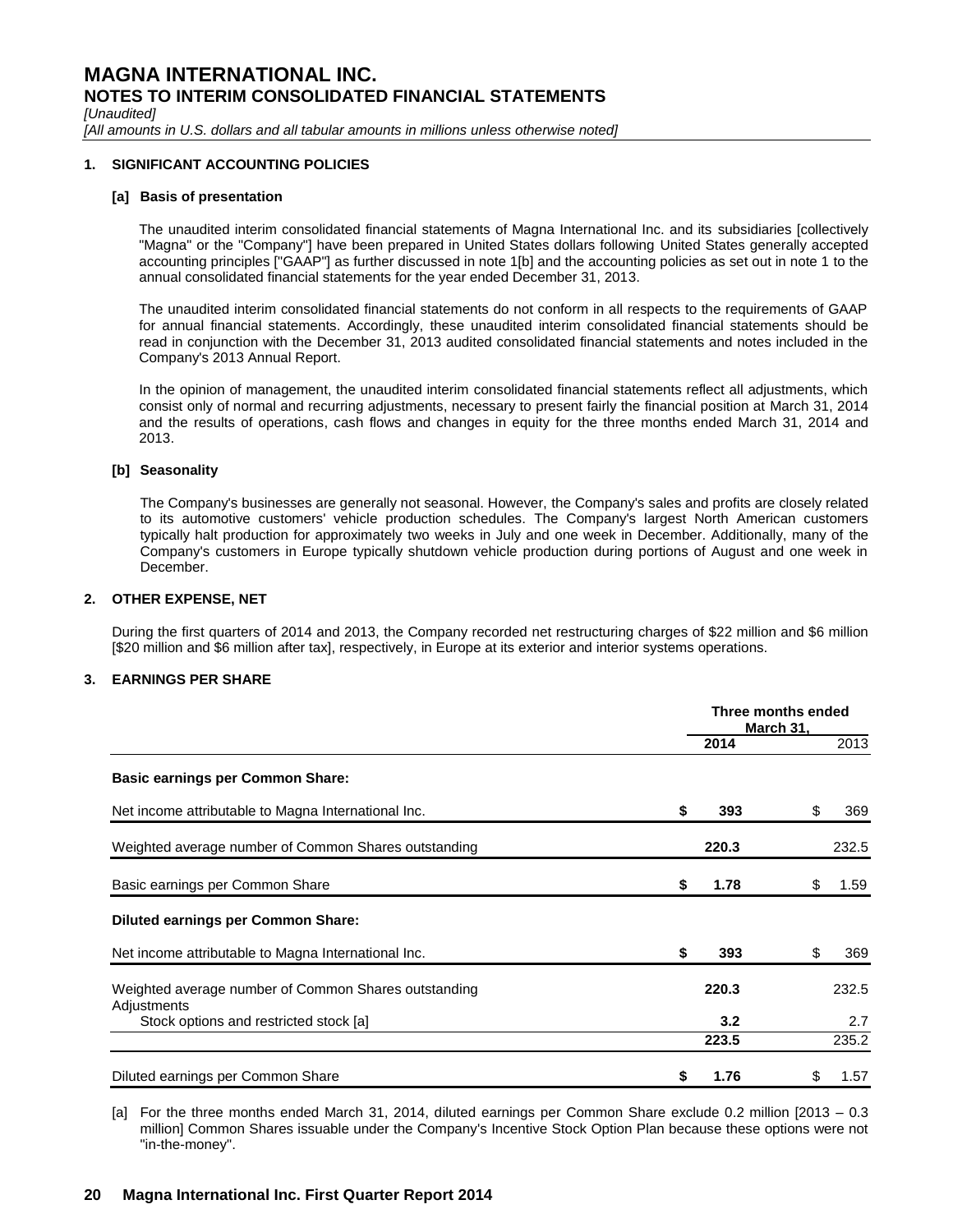# MAGNA INTERNATIONAL INC.
## NOTES TO INTERIM CONSOLIDATED FINANCIAL STATEMENTS

*[Unaudited]*

*[All amounts in U.S. dollars and all tabular amounts in millions unless otherwise noted]*

### 1. SIGNIFICANT ACCOUNTING POLICIES

**[a] Basis of presentation**

The unaudited interim consolidated financial statements of Magna International Inc. and its subsidiaries [collectively "Magna" or the "Company"] have been prepared in United States dollars following United States generally accepted accounting principles ["GAAP"] as further discussed in note 1[b] and the accounting policies as set out in note 1 to the annual consolidated financial statements for the year ended December 31, 2013.

The unaudited interim consolidated financial statements do not conform in all respects to the requirements of GAAP for annual financial statements. Accordingly, these unaudited interim consolidated financial statements should be read in conjunction with the December 31, 2013 audited consolidated financial statements and notes included in the Company's 2013 Annual Report.

In the opinion of management, the unaudited interim consolidated financial statements reflect all adjustments, which consist only of normal and recurring adjustments, necessary to present fairly the financial position at March 31, 2014 and the results of operations, cash flows and changes in equity for the three months ended March 31, 2014 and 2013.

**[b] Seasonality**

The Company's businesses are generally not seasonal. However, the Company's sales and profits are closely related to its automotive customers' vehicle production schedules. The Company's largest North American customers typically halt production for approximately two weeks in July and one week in December. Additionally, many of the Company's customers in Europe typically shutdown vehicle production during portions of August and one week in December.

### 2. OTHER EXPENSE, NET

During the first quarters of 2014 and 2013, the Company recorded net restructuring charges of $22 million and $6 million [$20 million and $6 million after tax], respectively, in Europe at its exterior and interior systems operations.

### 3. EARNINGS PER SHARE

| | Three months ended March 31, | |
|---|---|---|
| | **2014** | 2013 |
| **Basic earnings per Common Share:** | | |
| Net income attributable to Magna International Inc. | **$ 393** | $ 369 |
| Weighted average number of Common Shares outstanding | **220.3** | 232.5 |
| Basic earnings per Common Share | **$ 1.78** | $ 1.59 |
| **Diluted earnings per Common Share:** | | |
| Net income attributable to Magna International Inc. | **$ 393** | $ 369 |
| Weighted average number of Common Shares outstanding | **220.3** | 232.5 |
| Adjustments | | |
| Stock options and restricted stock [a] | **3.2** | 2.7 |
| | **223.5** | 235.2 |
| Diluted earnings per Common Share | **$ 1.76** | $ 1.57 |

[a] For the three months ended March 31, 2014, diluted earnings per Common Share exclude 0.2 million [2013 – 0.3 million] Common Shares issuable under the Company's Incentive Stock Option Plan because these options were not "in-the-money".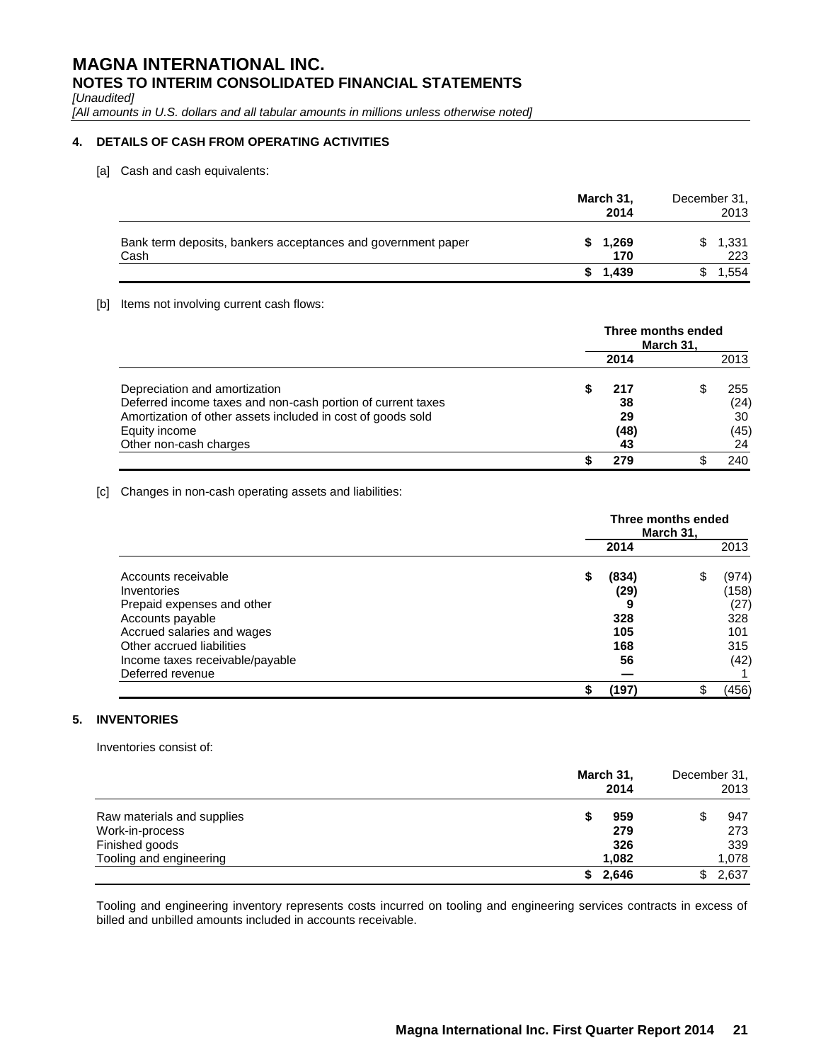# MAGNA INTERNATIONAL INC.
## NOTES TO INTERIM CONSOLIDATED FINANCIAL STATEMENTS

*[Unaudited]*

*[All amounts in U.S. dollars and all tabular amounts in millions unless otherwise noted]*

### 4. DETAILS OF CASH FROM OPERATING ACTIVITIES

[a] Cash and cash equivalents:

| | **March 31, 2014** | December 31, 2013 |
|---|---|---|
| Bank term deposits, bankers acceptances and government paper | **$ 1,269** | $ 1,331 |
| Cash | **170** | 223 |
| | **$ 1,439** | $ 1,554 |

[b] Items not involving current cash flows:

| | **Three months ended March 31,** | |
|---|---|---|
| | **2014** | 2013 |
| Depreciation and amortization | **$ 217** | $ 255 |
| Deferred income taxes and non-cash portion of current taxes | **38** | (24) |
| Amortization of other assets included in cost of goods sold | **29** | 30 |
| Equity income | **(48)** | (45) |
| Other non-cash charges | **43** | 24 |
| | **$ 279** | $ 240 |

[c] Changes in non-cash operating assets and liabilities:

| | **Three months ended March 31,** | |
|---|---|---|
| | **2014** | 2013 |
| Accounts receivable | **$ (834)** | $ (974) |
| Inventories | **(29)** | (158) |
| Prepaid expenses and other | **9** | (27) |
| Accounts payable | **328** | 328 |
| Accrued salaries and wages | **105** | 101 |
| Other accrued liabilities | **168** | 315 |
| Income taxes receivable/payable | **56** | (42) |
| Deferred revenue | **—** | 1 |
| | **$ (197)** | $ (456) |

### 5. INVENTORIES

Inventories consist of:

| | **March 31, 2014** | December 31, 2013 |
|---|---|---|
| Raw materials and supplies | **$ 959** | $ 947 |
| Work-in-process | **279** | 273 |
| Finished goods | **326** | 339 |
| Tooling and engineering | **1,082** | 1,078 |
| | **$ 2,646** | $ 2,637 |

Tooling and engineering inventory represents costs incurred on tooling and engineering services contracts in excess of billed and unbilled amounts included in accounts receivable.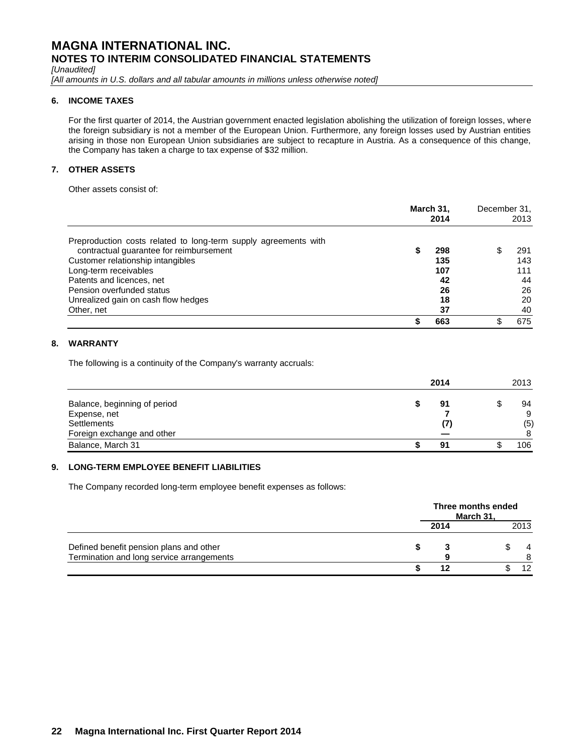# MAGNA INTERNATIONAL INC.
## NOTES TO INTERIM CONSOLIDATED FINANCIAL STATEMENTS
*[Unaudited]*
*[All amounts in U.S. dollars and all tabular amounts in millions unless otherwise noted]*

### 6. INCOME TAXES

For the first quarter of 2014, the Austrian government enacted legislation abolishing the utilization of foreign losses, where the foreign subsidiary is not a member of the European Union. Furthermore, any foreign losses used by Austrian entities arising in those non European Union subsidiaries are subject to recapture in Austria. As a consequence of this change, the Company has taken a charge to tax expense of $32 million.

### 7. OTHER ASSETS

Other assets consist of:

| | **March 31, 2014** | December 31, 2013 |
|---|---|---|
| Preproduction costs related to long-term supply agreements with contractual guarantee for reimbursement | **$ 298** | $ 291 |
| Customer relationship intangibles | **135** | 143 |
| Long-term receivables | **107** | 111 |
| Patents and licences, net | **42** | 44 |
| Pension overfunded status | **26** | 26 |
| Unrealized gain on cash flow hedges | **18** | 20 |
| Other, net | **37** | 40 |
| | **$ 663** | $ 675 |

### 8. WARRANTY

The following is a continuity of the Company's warranty accruals:

| | **2014** | 2013 |
|---|---|---|
| Balance, beginning of period | **$ 91** | $ 94 |
| Expense, net | **7** | 9 |
| Settlements | **(7)** | (5) |
| Foreign exchange and other | **—** | 8 |
| Balance, March 31 | **$ 91** | $ 106 |

### 9. LONG-TERM EMPLOYEE BENEFIT LIABILITIES

The Company recorded long-term employee benefit expenses as follows:

| | **Three months ended March 31,** | |
|---|---|---|
| | **2014** | 2013 |
| Defined benefit pension plans and other | **$ 3** | $ 4 |
| Termination and long service arrangements | **9** | 8 |
| | **$ 12** | $ 12 |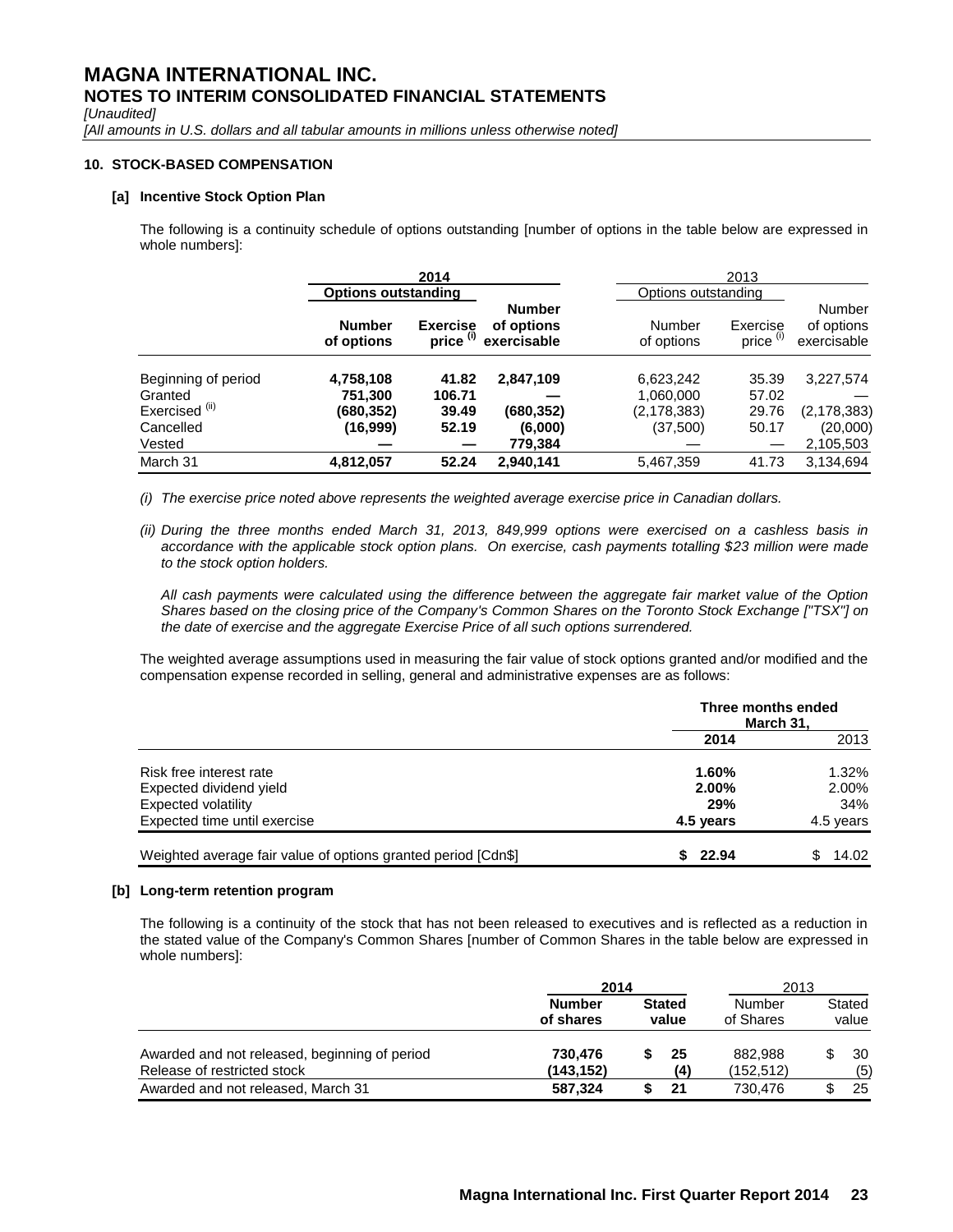# MAGNA INTERNATIONAL INC.
## NOTES TO INTERIM CONSOLIDATED FINANCIAL STATEMENTS

*[Unaudited]*

*[All amounts in U.S. dollars and all tabular amounts in millions unless otherwise noted]*

### 10. STOCK-BASED COMPENSATION

#### [a] Incentive Stock Option Plan

The following is a continuity schedule of options outstanding [number of options in the table below are expressed in whole numbers]:

| | **2014** | | | 2013 | | |
|---|---|---|---|---|---|---|
| | **Options outstanding** | | | Options outstanding | | |
| | **Number of options** | **Exercise price (i)** | **Number of options exercisable** | Number of options | Exercise price (i) | Number of options exercisable |
| Beginning of period | **4,758,108** | **41.82** | **2,847,109** | 6,623,242 | 35.39 | 3,227,574 |
| Granted | **751,300** | **106.71** | **—** | 1,060,000 | 57.02 | — |
| Exercised (ii) | **(680,352)** | **39.49** | **(680,352)** | (2,178,383) | 29.76 | (2,178,383) |
| Cancelled | **(16,999)** | **52.19** | **(6,000)** | (37,500) | 50.17 | (20,000) |
| Vested | **—** | **—** | **779,384** | — | — | 2,105,503 |
| March 31 | **4,812,057** | **52.24** | **2,940,141** | 5,467,359 | 41.73 | 3,134,694 |

*(i) The exercise price noted above represents the weighted average exercise price in Canadian dollars.*

*(ii) During the three months ended March 31, 2013, 849,999 options were exercised on a cashless basis in accordance with the applicable stock option plans. On exercise, cash payments totalling $23 million were made to the stock option holders.*

*All cash payments were calculated using the difference between the aggregate fair market value of the Option Shares based on the closing price of the Company's Common Shares on the Toronto Stock Exchange ["TSX"] on the date of exercise and the aggregate Exercise Price of all such options surrendered.*

The weighted average assumptions used in measuring the fair value of stock options granted and/or modified and the compensation expense recorded in selling, general and administrative expenses are as follows:

| | **Three months ended March 31,** | |
|---|---|---|
| | **2014** | 2013 |
| Risk free interest rate | **1.60%** | 1.32% |
| Expected dividend yield | **2.00%** | 2.00% |
| Expected volatility | **29%** | 34% |
| Expected time until exercise | **4.5 years** | 4.5 years |
| Weighted average fair value of options granted period [Cdn$] | **$ 22.94** | $ 14.02 |

#### [b] Long-term retention program

The following is a continuity of the stock that has not been released to executives and is reflected as a reduction in the stated value of the Company's Common Shares [number of Common Shares in the table below are expressed in whole numbers]:

| | **2014** | | 2013 | |
|---|---|---|---|---|
| | **Number of shares** | **Stated value** | Number of Shares | Stated value |
| Awarded and not released, beginning of period | **730,476** | **$ 25** | 882,988 | $ 30 |
| Release of restricted stock | **(143,152)** | **(4)** | (152,512) | (5) |
| Awarded and not released, March 31 | **587,324** | **$ 21** | 730,476 | $ 25 |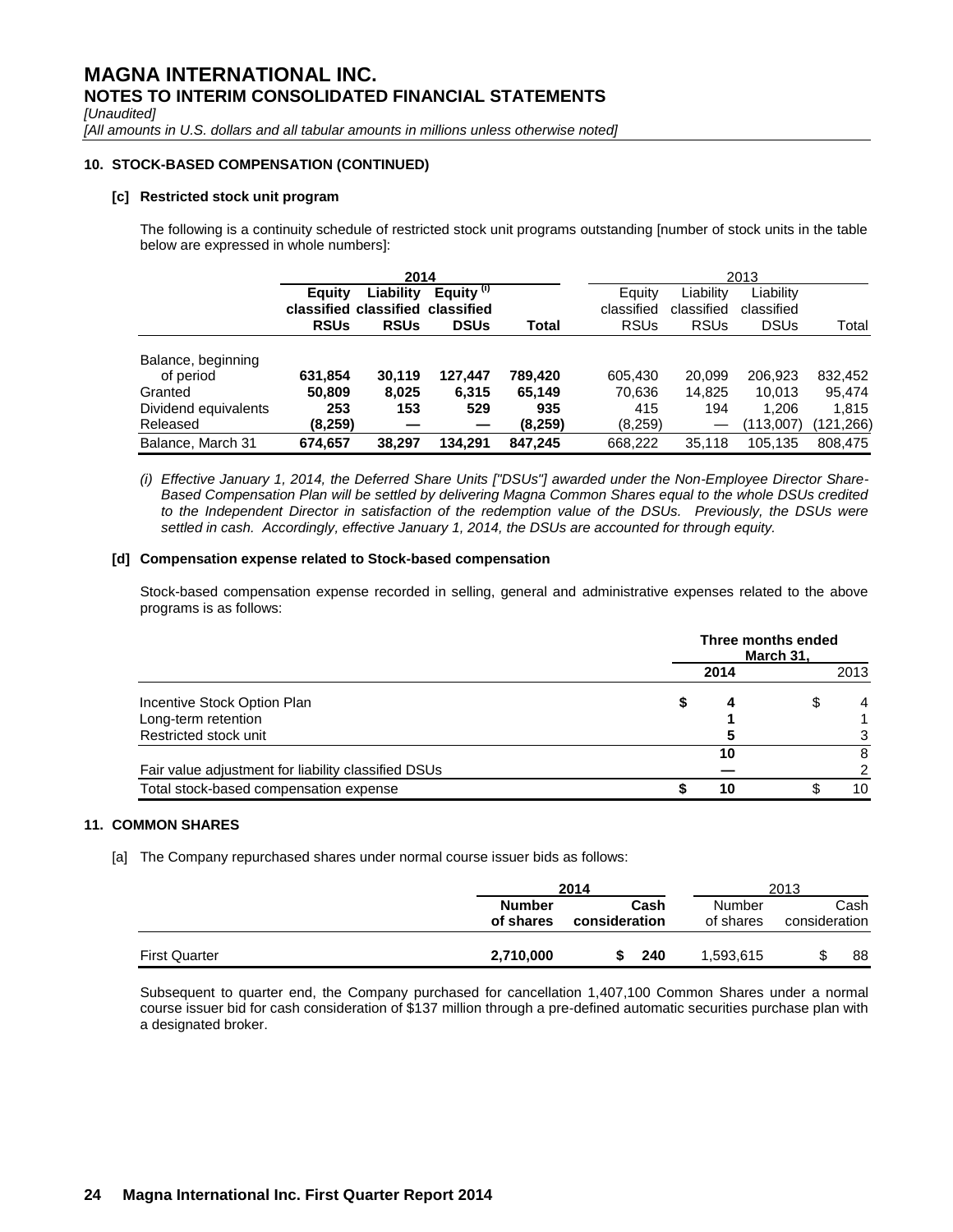# MAGNA INTERNATIONAL INC.

## NOTES TO INTERIM CONSOLIDATED FINANCIAL STATEMENTS

*[Unaudited]*

*[All amounts in U.S. dollars and all tabular amounts in millions unless otherwise noted]*

### 10. STOCK-BASED COMPENSATION (CONTINUED)

#### [c] Restricted stock unit program

The following is a continuity schedule of restricted stock unit programs outstanding [number of stock units in the table below are expressed in whole numbers]:

| | **2014** | | | | 2013 | | | |
|---|---|---|---|---|---|---|---|---|
| | **Equity classified RSUs** | **Liability classified RSUs** | **Equity (i) classified DSUs** | **Total** | Equity classified RSUs | Liability classified RSUs | Liability classified DSUs | Total |
| Balance, beginning of period | **631,854** | **30,119** | **127,447** | **789,420** | 605,430 | 20,099 | 206,923 | 832,452 |
| Granted | **50,809** | **8,025** | **6,315** | **65,149** | 70,636 | 14,825 | 10,013 | 95,474 |
| Dividend equivalents | **253** | **153** | **529** | **935** | 415 | 194 | 1,206 | 1,815 |
| Released | **(8,259)** | **—** | **—** | **(8,259)** | (8,259) | — | (113,007) | (121,266) |
| Balance, March 31 | **674,657** | **38,297** | **134,291** | **847,245** | 668,222 | 35,118 | 105,135 | 808,475 |

*(i) Effective January 1, 2014, the Deferred Share Units ["DSUs"] awarded under the Non-Employee Director Share-Based Compensation Plan will be settled by delivering Magna Common Shares equal to the whole DSUs credited to the Independent Director in satisfaction of the redemption value of the DSUs. Previously, the DSUs were settled in cash. Accordingly, effective January 1, 2014, the DSUs are accounted for through equity.*

#### [d] Compensation expense related to Stock-based compensation

Stock-based compensation expense recorded in selling, general and administrative expenses related to the above programs is as follows:

| | **Three months ended March 31,** | |
|---|---|---|
| | **2014** | 2013 |
| Incentive Stock Option Plan | **$ 4** | $ 4 |
| Long-term retention | **1** | 1 |
| Restricted stock unit | **5** | 3 |
| | **10** | 8 |
| Fair value adjustment for liability classified DSUs | **—** | 2 |
| Total stock-based compensation expense | **$ 10** | $ 10 |

### 11. COMMON SHARES

[a] The Company repurchased shares under normal course issuer bids as follows:

| | **2014** | | 2013 | |
|---|---|---|---|---|
| | **Number of shares** | **Cash consideration** | Number of shares | Cash consideration |
| First Quarter | **2,710,000** | **$ 240** | 1,593,615 | $ 88 |

Subsequent to quarter end, the Company purchased for cancellation 1,407,100 Common Shares under a normal course issuer bid for cash consideration of $137 million through a pre-defined automatic securities purchase plan with a designated broker.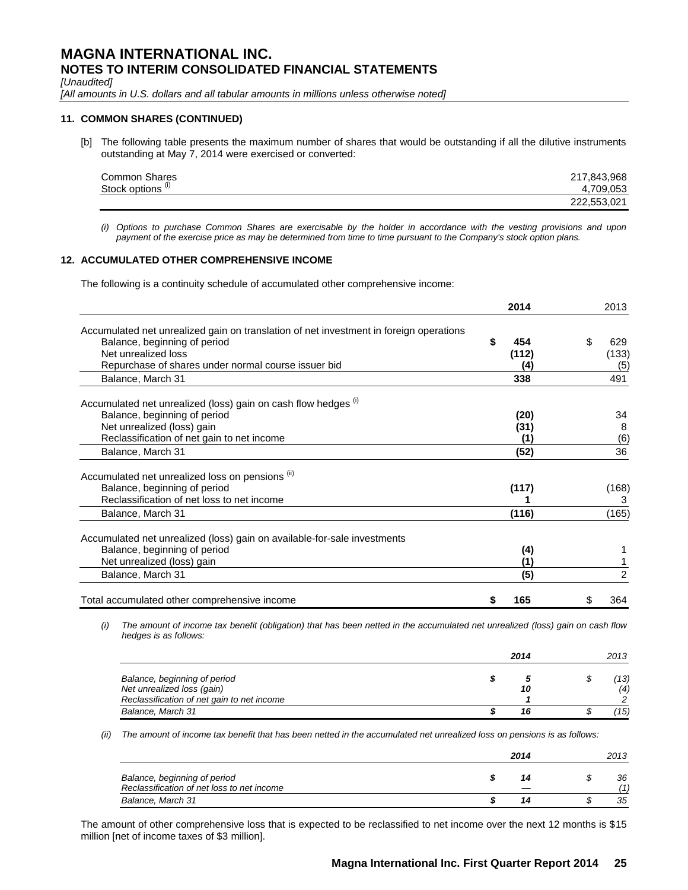# MAGNA INTERNATIONAL INC.
## NOTES TO INTERIM CONSOLIDATED FINANCIAL STATEMENTS

*[Unaudited]*

*[All amounts in U.S. dollars and all tabular amounts in millions unless otherwise noted]*

### 11. COMMON SHARES (CONTINUED)

[b] The following table presents the maximum number of shares that would be outstanding if all the dilutive instruments outstanding at May 7, 2014 were exercised or converted:

| | |
|---|---|
| Common Shares | 217,843,968 |
| Stock options (i) | 4,709,053 |
| | 222,553,021 |

*(i) Options to purchase Common Shares are exercisable by the holder in accordance with the vesting provisions and upon payment of the exercise price as may be determined from time to time pursuant to the Company's stock option plans.*

### 12. ACCUMULATED OTHER COMPREHENSIVE INCOME

The following is a continuity schedule of accumulated other comprehensive income:

| | **2014** | 2013 |
|---|---|---|
| Accumulated net unrealized gain on translation of net investment in foreign operations | | |
| Balance, beginning of period | **$ 454** | $ 629 |
| Net unrealized loss | **(112)** | (133) |
| Repurchase of shares under normal course issuer bid | **(4)** | (5) |
| Balance, March 31 | **338** | 491 |
| Accumulated net unrealized (loss) gain on cash flow hedges (i) | | |
| Balance, beginning of period | **(20)** | 34 |
| Net unrealized (loss) gain | **(31)** | 8 |
| Reclassification of net gain to net income | **(1)** | (6) |
| Balance, March 31 | **(52)** | 36 |
| Accumulated net unrealized loss on pensions (ii) | | |
| Balance, beginning of period | **(117)** | (168) |
| Reclassification of net loss to net income | **1** | 3 |
| Balance, March 31 | **(116)** | (165) |
| Accumulated net unrealized (loss) gain on available-for-sale investments | | |
| Balance, beginning of period | **(4)** | 1 |
| Net unrealized (loss) gain | **(1)** | 1 |
| Balance, March 31 | **(5)** | 2 |
| Total accumulated other comprehensive income | **$ 165** | $ 364 |

*(i) The amount of income tax benefit (obligation) that has been netted in the accumulated net unrealized (loss) gain on cash flow hedges is as follows:*

| | ***2014*** | *2013* |
|---|---|---|
| *Balance, beginning of period* | ***$ 5*** | *$ (13)* |
| *Net unrealized loss (gain)* | ***10*** | *(4)* |
| *Reclassification of net gain to net income* | ***1*** | *2* |
| *Balance, March 31* | ***$ 16*** | *$ (15)* |

*(ii) The amount of income tax benefit that has been netted in the accumulated net unrealized loss on pensions is as follows:*

| | ***2014*** | *2013* |
|---|---|---|
| *Balance, beginning of period* | ***$ 14*** | *$ 36* |
| *Reclassification of net loss to net income* | ***—*** | *(1)* |
| *Balance, March 31* | ***$ 14*** | *$ 35* |

The amount of other comprehensive loss that is expected to be reclassified to net income over the next 12 months is $15 million [net of income taxes of $3 million].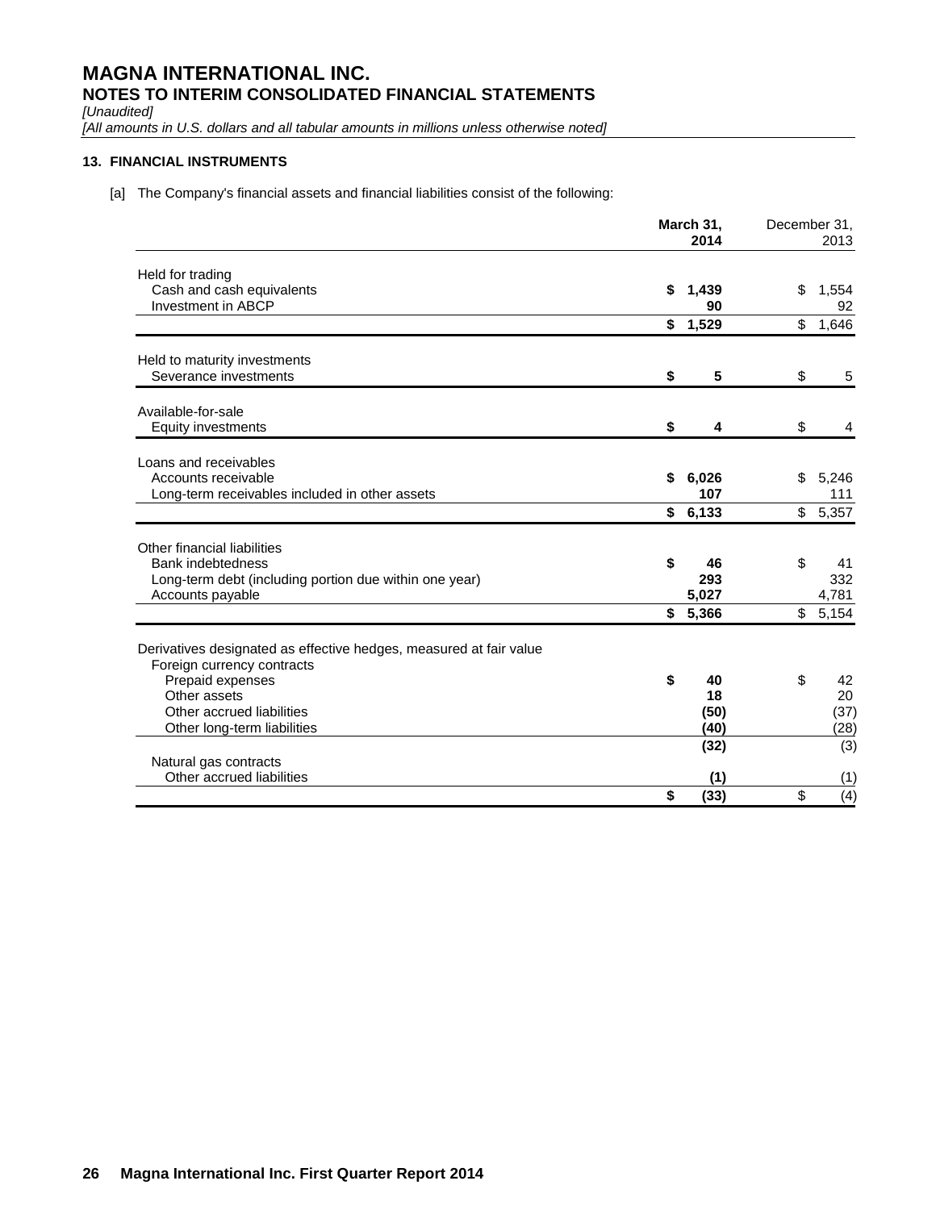# MAGNA INTERNATIONAL INC.

## NOTES TO INTERIM CONSOLIDATED FINANCIAL STATEMENTS

*[Unaudited]*

*[All amounts in U.S. dollars and all tabular amounts in millions unless otherwise noted]*

### 13. FINANCIAL INSTRUMENTS

[a] The Company's financial assets and financial liabilities consist of the following:

| | March 31, 2014 | December 31, 2013 |
|---|---|---|
| **Held for trading** | | |
| Cash and cash equivalents | $ 1,439 | $ 1,554 |
| Investment in ABCP | 90 | 92 |
| | $ 1,529 | $ 1,646 |
| **Held to maturity investments** | | |
| Severance investments | $ 5 | $ 5 |
| **Available-for-sale** | | |
| Equity investments | $ 4 | $ 4 |
| **Loans and receivables** | | |
| Accounts receivable | $ 6,026 | $ 5,246 |
| Long-term receivables included in other assets | 107 | 111 |
| | $ 6,133 | $ 5,357 |
| **Other financial liabilities** | | |
| Bank indebtedness | $ 46 | $ 41 |
| Long-term debt (including portion due within one year) | 293 | 332 |
| Accounts payable | 5,027 | 4,781 |
| | $ 5,366 | $ 5,154 |
| **Derivatives designated as effective hedges, measured at fair value** | | |
| Foreign currency contracts | | |
| Prepaid expenses | $ 40 | $ 42 |
| Other assets | 18 | 20 |
| Other accrued liabilities | (50) | (37) |
| Other long-term liabilities | (40) | (28) |
| | (32) | (3) |
| Natural gas contracts | | |
| Other accrued liabilities | (1) | (1) |
| | $ (33) | $ (4) |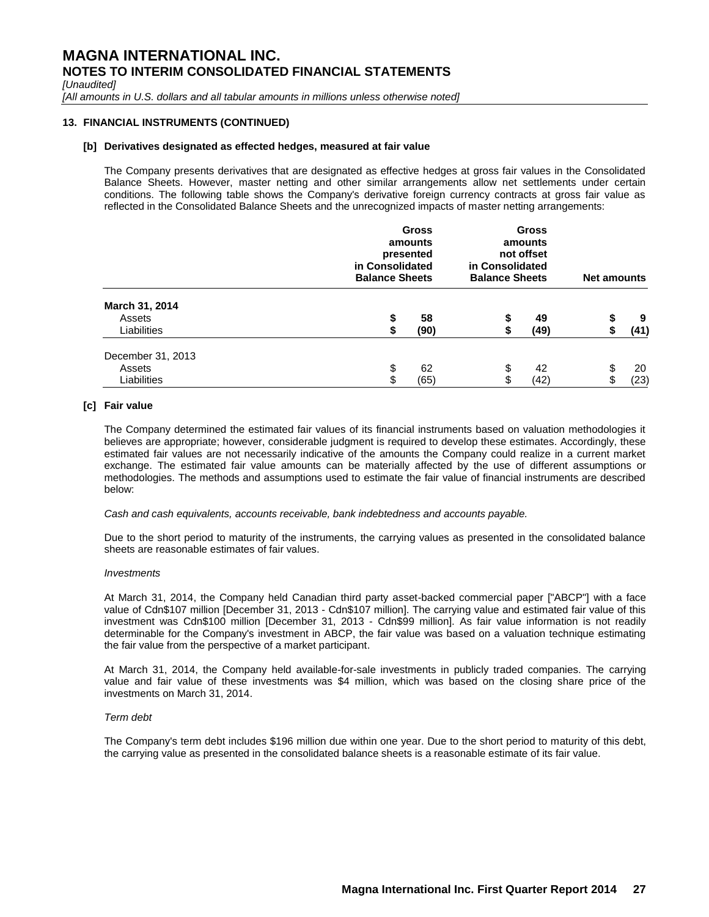# MAGNA INTERNATIONAL INC.
## NOTES TO INTERIM CONSOLIDATED FINANCIAL STATEMENTS

*[Unaudited]*

*[All amounts in U.S. dollars and all tabular amounts in millions unless otherwise noted]*

### 13. FINANCIAL INSTRUMENTS (CONTINUED)

**[b] Derivatives designated as effected hedges, measured at fair value**

The Company presents derivatives that are designated as effective hedges at gross fair values in the Consolidated Balance Sheets. However, master netting and other similar arrangements allow net settlements under certain conditions. The following table shows the Company's derivative foreign currency contracts at gross fair value as reflected in the Consolidated Balance Sheets and the unrecognized impacts of master netting arrangements:

| | Gross amounts presented in Consolidated Balance Sheets | Gross amounts not offset in Consolidated Balance Sheets | Net amounts |
|---|---|---|---|
| **March 31, 2014** | | | |
| Assets | **$ 58** | **$ 49** | **$ 9** |
| Liabilities | **$ (90)** | **$ (49)** | **$ (41)** |
| December 31, 2013 | | | |
| Assets | $ 62 | $ 42 | $ 20 |
| Liabilities | $ (65) | $ (42) | $ (23) |

**[c] Fair value**

The Company determined the estimated fair values of its financial instruments based on valuation methodologies it believes are appropriate; however, considerable judgment is required to develop these estimates. Accordingly, these estimated fair values are not necessarily indicative of the amounts the Company could realize in a current market exchange. The estimated fair value amounts can be materially affected by the use of different assumptions or methodologies. The methods and assumptions used to estimate the fair value of financial instruments are described below:

*Cash and cash equivalents, accounts receivable, bank indebtedness and accounts payable.*

Due to the short period to maturity of the instruments, the carrying values as presented in the consolidated balance sheets are reasonable estimates of fair values.

*Investments*

At March 31, 2014, the Company held Canadian third party asset-backed commercial paper ["ABCP"] with a face value of Cdn$107 million [December 31, 2013 - Cdn$107 million]. The carrying value and estimated fair value of this investment was Cdn$100 million [December 31, 2013 - Cdn$99 million]. As fair value information is not readily determinable for the Company's investment in ABCP, the fair value was based on a valuation technique estimating the fair value from the perspective of a market participant.

At March 31, 2014, the Company held available-for-sale investments in publicly traded companies. The carrying value and fair value of these investments was $4 million, which was based on the closing share price of the investments on March 31, 2014.

*Term debt*

The Company's term debt includes $196 million due within one year. Due to the short period to maturity of this debt, the carrying value as presented in the consolidated balance sheets is a reasonable estimate of its fair value.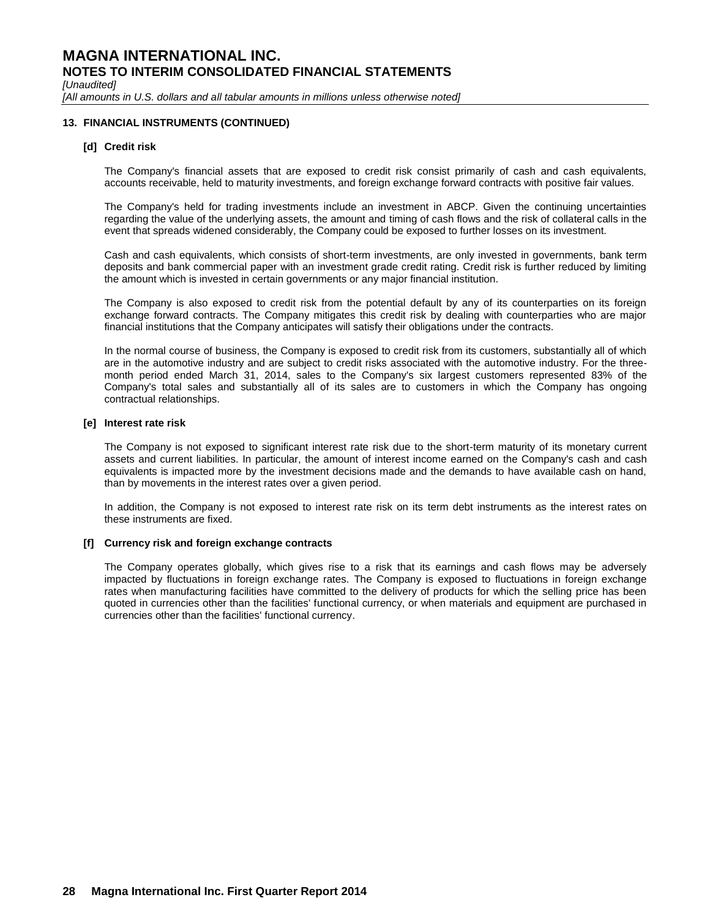## 13. FINANCIAL INSTRUMENTS (CONTINUED)

### [d] Credit risk

The Company's financial assets that are exposed to credit risk consist primarily of cash and cash equivalents, accounts receivable, held to maturity investments, and foreign exchange forward contracts with positive fair values.

The Company's held for trading investments include an investment in ABCP. Given the continuing uncertainties regarding the value of the underlying assets, the amount and timing of cash flows and the risk of collateral calls in the event that spreads widened considerably, the Company could be exposed to further losses on its investment.

Cash and cash equivalents, which consists of short-term investments, are only invested in governments, bank term deposits and bank commercial paper with an investment grade credit rating. Credit risk is further reduced by limiting the amount which is invested in certain governments or any major financial institution.

The Company is also exposed to credit risk from the potential default by any of its counterparties on its foreign exchange forward contracts. The Company mitigates this credit risk by dealing with counterparties who are major financial institutions that the Company anticipates will satisfy their obligations under the contracts.

In the normal course of business, the Company is exposed to credit risk from its customers, substantially all of which are in the automotive industry and are subject to credit risks associated with the automotive industry. For the three-month period ended March 31, 2014, sales to the Company's six largest customers represented 83% of the Company's total sales and substantially all of its sales are to customers in which the Company has ongoing contractual relationships.

### [e] Interest rate risk

The Company is not exposed to significant interest rate risk due to the short-term maturity of its monetary current assets and current liabilities. In particular, the amount of interest income earned on the Company's cash and cash equivalents is impacted more by the investment decisions made and the demands to have available cash on hand, than by movements in the interest rates over a given period.

In addition, the Company is not exposed to interest rate risk on its term debt instruments as the interest rates on these instruments are fixed.

### [f] Currency risk and foreign exchange contracts

The Company operates globally, which gives rise to a risk that its earnings and cash flows may be adversely impacted by fluctuations in foreign exchange rates. The Company is exposed to fluctuations in foreign exchange rates when manufacturing facilities have committed to the delivery of products for which the selling price has been quoted in currencies other than the facilities' functional currency, or when materials and equipment are purchased in currencies other than the facilities' functional currency.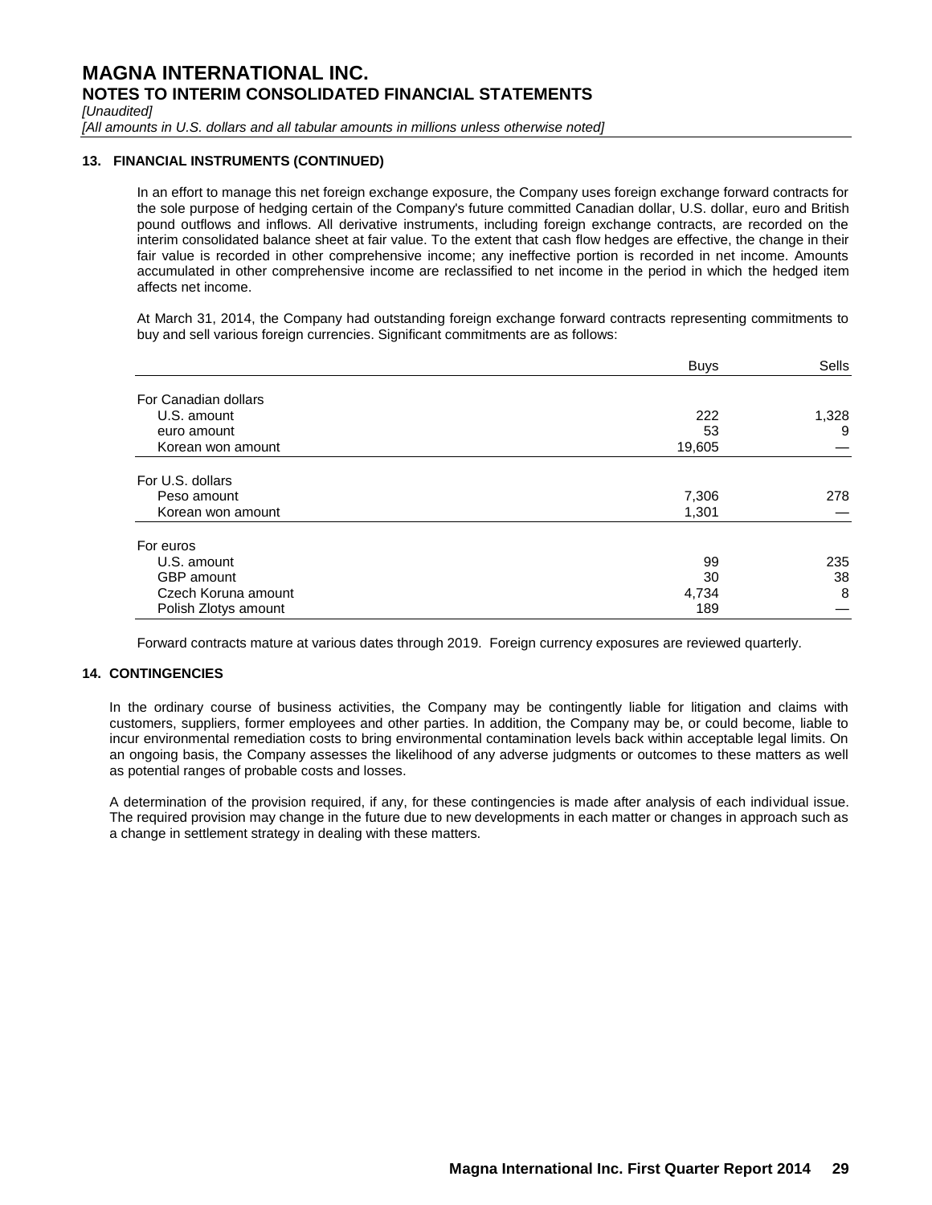## 13. FINANCIAL INSTRUMENTS (CONTINUED)

In an effort to manage this net foreign exchange exposure, the Company uses foreign exchange forward contracts for the sole purpose of hedging certain of the Company's future committed Canadian dollar, U.S. dollar, euro and British pound outflows and inflows. All derivative instruments, including foreign exchange contracts, are recorded on the interim consolidated balance sheet at fair value. To the extent that cash flow hedges are effective, the change in their fair value is recorded in other comprehensive income; any ineffective portion is recorded in net income. Amounts accumulated in other comprehensive income are reclassified to net income in the period in which the hedged item affects net income.

At March 31, 2014, the Company had outstanding foreign exchange forward contracts representing commitments to buy and sell various foreign currencies. Significant commitments are as follows:

| | Buys | Sells |
|---|---|---|
| For Canadian dollars | | |
| U.S. amount | 222 | 1,328 |
| euro amount | 53 | 9 |
| Korean won amount | 19,605 | — |
| For U.S. dollars | | |
| Peso amount | 7,306 | 278 |
| Korean won amount | 1,301 | — |
| For euros | | |
| U.S. amount | 99 | 235 |
| GBP amount | 30 | 38 |
| Czech Koruna amount | 4,734 | 8 |
| Polish Zlotys amount | 189 | — |

Forward contracts mature at various dates through 2019. Foreign currency exposures are reviewed quarterly.

## 14. CONTINGENCIES

In the ordinary course of business activities, the Company may be contingently liable for litigation and claims with customers, suppliers, former employees and other parties. In addition, the Company may be, or could become, liable to incur environmental remediation costs to bring environmental contamination levels back within acceptable legal limits. On an ongoing basis, the Company assesses the likelihood of any adverse judgments or outcomes to these matters as well as potential ranges of probable costs and losses.

A determination of the provision required, if any, for these contingencies is made after analysis of each individual issue. The required provision may change in the future due to new developments in each matter or changes in approach such as a change in settlement strategy in dealing with these matters.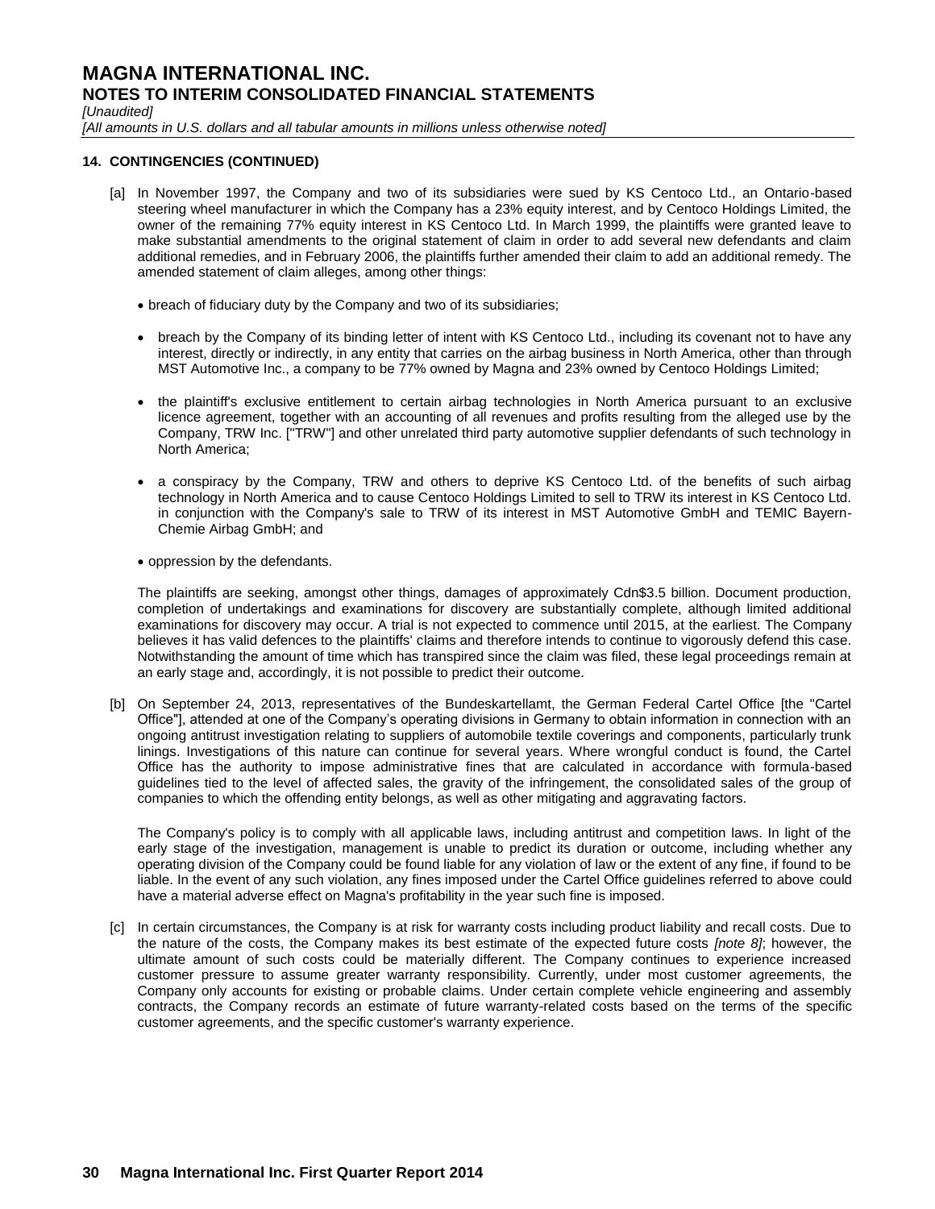## 14. CONTINGENCIES (CONTINUED)

[a] In November 1997, the Company and two of its subsidiaries were sued by KS Centoco Ltd., an Ontario-based steering wheel manufacturer in which the Company has a 23% equity interest, and by Centoco Holdings Limited, the owner of the remaining 77% equity interest in KS Centoco Ltd. In March 1999, the plaintiffs were granted leave to make substantial amendments to the original statement of claim in order to add several new defendants and claim additional remedies, and in February 2006, the plaintiffs further amended their claim to add an additional remedy. The amended statement of claim alleges, among other things:

- breach of fiduciary duty by the Company and two of its subsidiaries;
- breach by the Company of its binding letter of intent with KS Centoco Ltd., including its covenant not to have any interest, directly or indirectly, in any entity that carries on the airbag business in North America, other than through MST Automotive Inc., a company to be 77% owned by Magna and 23% owned by Centoco Holdings Limited;
- the plaintiff's exclusive entitlement to certain airbag technologies in North America pursuant to an exclusive licence agreement, together with an accounting of all revenues and profits resulting from the alleged use by the Company, TRW Inc. ["TRW"] and other unrelated third party automotive supplier defendants of such technology in North America;
- a conspiracy by the Company, TRW and others to deprive KS Centoco Ltd. of the benefits of such airbag technology in North America and to cause Centoco Holdings Limited to sell to TRW its interest in KS Centoco Ltd. in conjunction with the Company's sale to TRW of its interest in MST Automotive GmbH and TEMIC Bayern-Chemie Airbag GmbH; and
- oppression by the defendants.

The plaintiffs are seeking, amongst other things, damages of approximately Cdn$3.5 billion. Document production, completion of undertakings and examinations for discovery are substantially complete, although limited additional examinations for discovery may occur. A trial is not expected to commence until 2015, at the earliest. The Company believes it has valid defences to the plaintiffs' claims and therefore intends to continue to vigorously defend this case. Notwithstanding the amount of time which has transpired since the claim was filed, these legal proceedings remain at an early stage and, accordingly, it is not possible to predict their outcome.

[b] On September 24, 2013, representatives of the Bundeskartellamt, the German Federal Cartel Office [the "Cartel Office"], attended at one of the Company's operating divisions in Germany to obtain information in connection with an ongoing antitrust investigation relating to suppliers of automobile textile coverings and components, particularly trunk linings. Investigations of this nature can continue for several years. Where wrongful conduct is found, the Cartel Office has the authority to impose administrative fines that are calculated in accordance with formula-based guidelines tied to the level of affected sales, the gravity of the infringement, the consolidated sales of the group of companies to which the offending entity belongs, as well as other mitigating and aggravating factors.

The Company's policy is to comply with all applicable laws, including antitrust and competition laws. In light of the early stage of the investigation, management is unable to predict its duration or outcome, including whether any operating division of the Company could be found liable for any violation of law or the extent of any fine, if found to be liable. In the event of any such violation, any fines imposed under the Cartel Office guidelines referred to above could have a material adverse effect on Magna's profitability in the year such fine is imposed.

[c] In certain circumstances, the Company is at risk for warranty costs including product liability and recall costs. Due to the nature of the costs, the Company makes its best estimate of the expected future costs *[note 8]*; however, the ultimate amount of such costs could be materially different. The Company continues to experience increased customer pressure to assume greater warranty responsibility. Currently, under most customer agreements, the Company only accounts for existing or probable claims. Under certain complete vehicle engineering and assembly contracts, the Company records an estimate of future warranty-related costs based on the terms of the specific customer agreements, and the specific customer's warranty experience.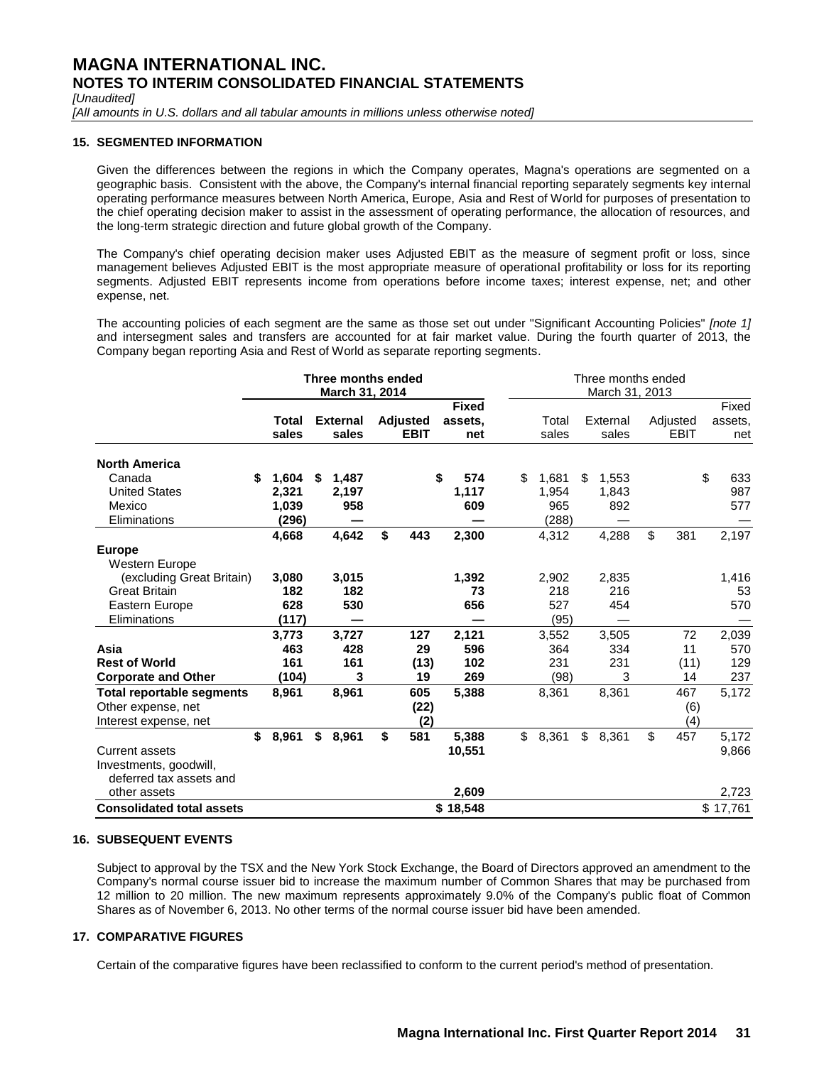# MAGNA INTERNATIONAL INC.
## NOTES TO INTERIM CONSOLIDATED FINANCIAL STATEMENTS

*[Unaudited]*

*[All amounts in U.S. dollars and all tabular amounts in millions unless otherwise noted]*

### 15. SEGMENTED INFORMATION

Given the differences between the regions in which the Company operates, Magna's operations are segmented on a geographic basis. Consistent with the above, the Company's internal financial reporting separately segments key internal operating performance measures between North America, Europe, Asia and Rest of World for purposes of presentation to the chief operating decision maker to assist in the assessment of operating performance, the allocation of resources, and the long-term strategic direction and future global growth of the Company.

The Company's chief operating decision maker uses Adjusted EBIT as the measure of segment profit or loss, since management believes Adjusted EBIT is the most appropriate measure of operational profitability or loss for its reporting segments. Adjusted EBIT represents income from operations before income taxes; interest expense, net; and other expense, net.

The accounting policies of each segment are the same as those set out under "Significant Accounting Policies" *[note 1]* and intersegment sales and transfers are accounted for at fair market value. During the fourth quarter of 2013, the Company began reporting Asia and Rest of World as separate reporting segments.

| | **Three months ended March 31, 2014** | | | | Three months ended March 31, 2013 | | | |
|---|---|---|---|---|---|---|---|---|
| | **Total sales** | **External sales** | **Adjusted EBIT** | **Fixed assets, net** | Total sales | External sales | Adjusted EBIT | Fixed assets, net |
| **North America** | | | | | | | | |
| Canada | **$ 1,604** | **$ 1,487** | | **$ 574** | $ 1,681 | $ 1,553 | | $ 633 |
| United States | **2,321** | **2,197** | | **1,117** | 1,954 | 1,843 | | 987 |
| Mexico | **1,039** | **958** | | **609** | 965 | 892 | | 577 |
| Eliminations | **(296)** | **—** | | **—** | (288) | — | | — |
| | **4,668** | **4,642** | **$ 443** | **2,300** | 4,312 | 4,288 | $ 381 | 2,197 |
| **Europe** | | | | | | | | |
| Western Europe (excluding Great Britain) | **3,080** | **3,015** | | **1,392** | 2,902 | 2,835 | | 1,416 |
| Great Britain | **182** | **182** | | **73** | 218 | 216 | | 53 |
| Eastern Europe | **628** | **530** | | **656** | 527 | 454 | | 570 |
| Eliminations | **(117)** | **—** | | **—** | (95) | — | | — |
| | **3,773** | **3,727** | **127** | **2,121** | 3,552 | 3,505 | 72 | 2,039 |
| **Asia** | **463** | **428** | **29** | **596** | 364 | 334 | 11 | 570 |
| **Rest of World** | **161** | **161** | **(13)** | **102** | 231 | 231 | (11) | 129 |
| **Corporate and Other** | **(104)** | **3** | **19** | **269** | (98) | 3 | 14 | 237 |
| **Total reportable segments** | **8,961** | **8,961** | **605** | **5,388** | 8,361 | 8,361 | 467 | 5,172 |
| Other expense, net | | | **(22)** | | | | (6) | |
| Interest expense, net | | | **(2)** | | | | (4) | |
| | **$ 8,961** | **$ 8,961** | **$ 581** | **5,388** | $ 8,361 | $ 8,361 | $ 457 | 5,172 |
| Current assets | | | | **10,551** | | | | 9,866 |
| Investments, goodwill, deferred tax assets and other assets | | | | **2,609** | | | | 2,723 |
| **Consolidated total assets** | | | | **$ 18,548** | | | | $ 17,761 |

### 16. SUBSEQUENT EVENTS

Subject to approval by the TSX and the New York Stock Exchange, the Board of Directors approved an amendment to the Company's normal course issuer bid to increase the maximum number of Common Shares that may be purchased from 12 million to 20 million. The new maximum represents approximately 9.0% of the Company's public float of Common Shares as of November 6, 2013. No other terms of the normal course issuer bid have been amended.

### 17. COMPARATIVE FIGURES

Certain of the comparative figures have been reclassified to conform to the current period's method of presentation.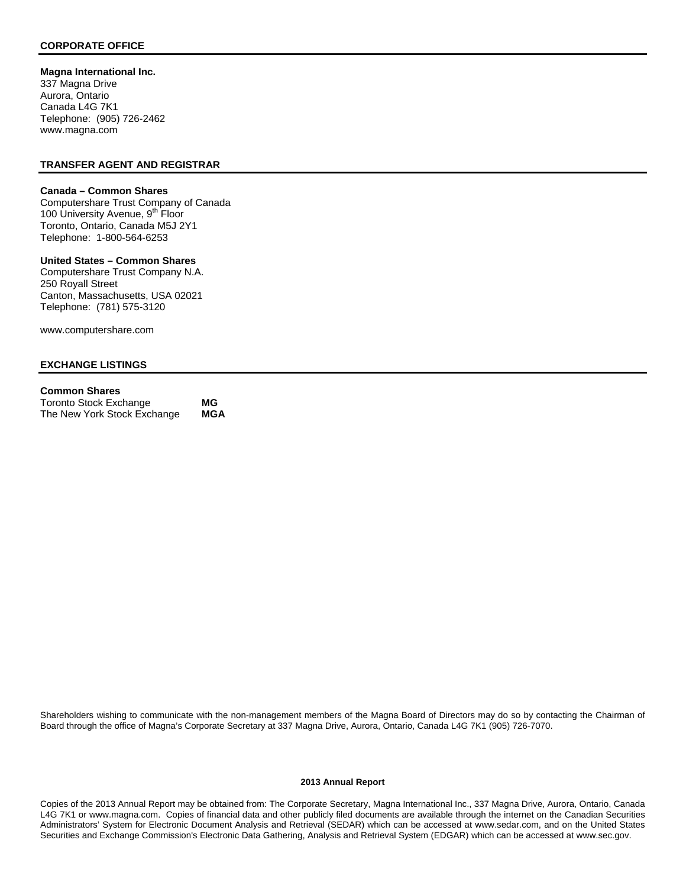## CORPORATE OFFICE

**Magna International Inc.**
337 Magna Drive
Aurora, Ontario
Canada L4G 7K1
Telephone: (905) 726-2462
www.magna.com

## TRANSFER AGENT AND REGISTRAR

**Canada – Common Shares**
Computershare Trust Company of Canada
100 University Avenue, 9th Floor
Toronto, Ontario, Canada M5J 2Y1
Telephone: 1-800-564-6253

**United States – Common Shares**
Computershare Trust Company N.A.
250 Royall Street
Canton, Massachusetts, USA 02021
Telephone: (781) 575-3120

www.computershare.com

## EXCHANGE LISTINGS

**Common Shares**

| | |
|---|---|
| Toronto Stock Exchange | **MG** |
| The New York Stock Exchange | **MGA** |

Shareholders wishing to communicate with the non-management members of the Magna Board of Directors may do so by contacting the Chairman of Board through the office of Magna's Corporate Secretary at 337 Magna Drive, Aurora, Ontario, Canada L4G 7K1 (905) 726-7070.

**2013 Annual Report**

Copies of the 2013 Annual Report may be obtained from: The Corporate Secretary, Magna International Inc., 337 Magna Drive, Aurora, Ontario, Canada L4G 7K1 or www.magna.com. Copies of financial data and other publicly filed documents are available through the internet on the Canadian Securities Administrators' System for Electronic Document Analysis and Retrieval (SEDAR) which can be accessed at www.sedar.com, and on the United States Securities and Exchange Commission's Electronic Data Gathering, Analysis and Retrieval System (EDGAR) which can be accessed at www.sec.gov.